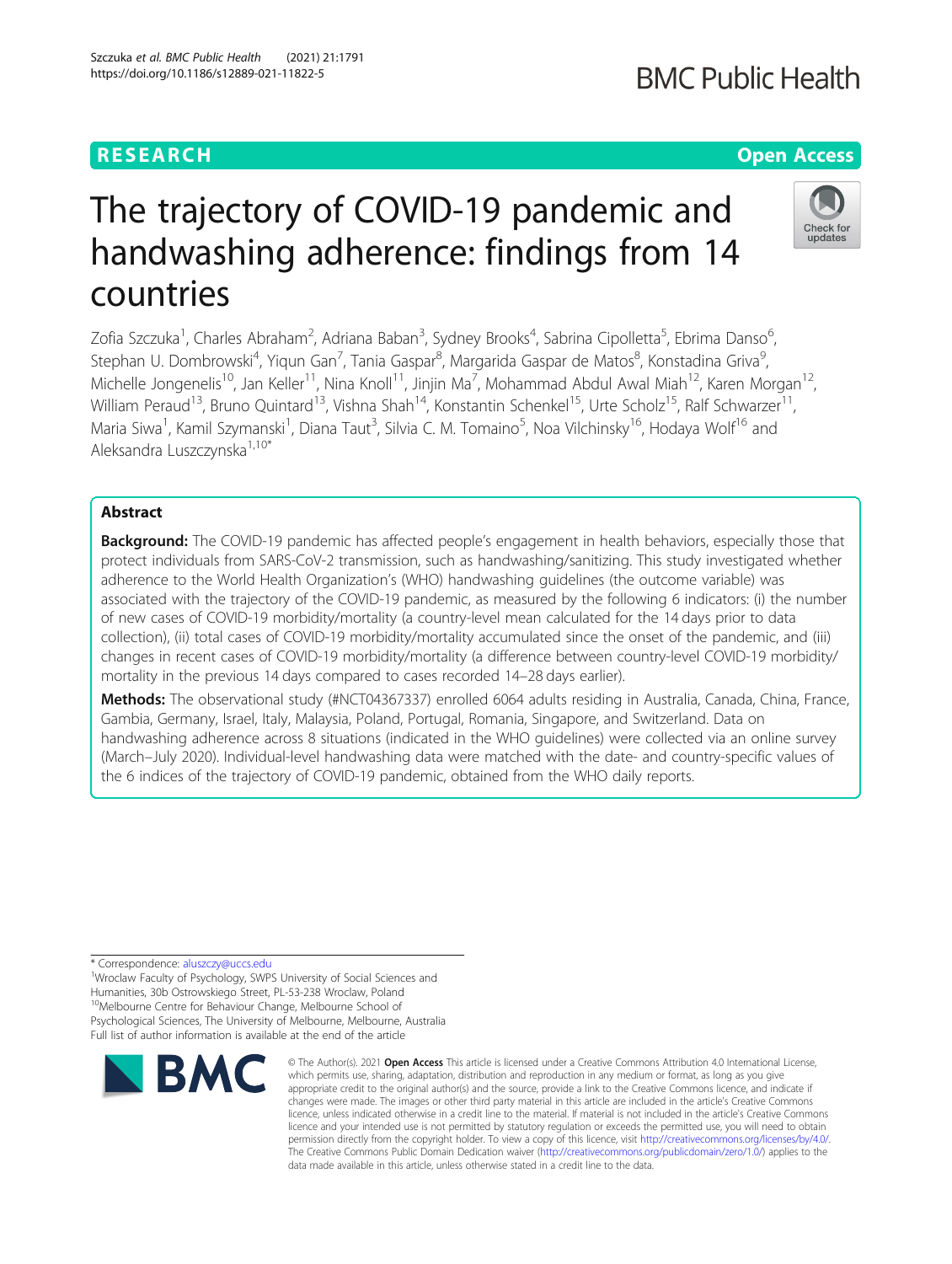RESEARCH

Open Access

# The trajectory of COVID-19 pandemic and handwashing adherence: findings from 14 countries

Zofia Szczuka[1], Charles Abraham[2], Adriana Baban[3], Sydney Brooks[4], Sabrina Cipolletta[5], Ebrima Danso[6], Stephan U. Dombrowski[4], Yiqun Gan[7], Tania Gaspar[8], Margarida Gaspar de Matos[8], Konstadina Griva[9], Michelle Jongenelis[10], Jan Keller[11], Nina Knoll[11], Jinjin Ma[7], Mohammad Abdul Awal Miah[12], Karen Morgan[12], William Peraud[13], Bruno Quintard[13], Vishna Shah[14], Konstantin Schenkel[15], Urte Scholz[15], Ralf Schwarzer[11], Maria Siwa[1], Kamil Szymanski[1], Diana Taut[3], Silvia C. M. Tomaino[5], Noa Vilchinsky[16], Hodaya Wolf[16] and Aleksandra Luszczynska[1,10*]

## Abstract

**Background:** The COVID-19 pandemic has affected people's engagement in health behaviors, especially those that protect individuals from SARS-CoV-2 transmission, such as handwashing/sanitizing. This study investigated whether adherence to the World Health Organization's (WHO) handwashing guidelines (the outcome variable) was associated with the trajectory of the COVID-19 pandemic, as measured by the following 6 indicators: (i) the number of new cases of COVID-19 morbidity/mortality (a country-level mean calculated for the 14 days prior to data collection), (ii) total cases of COVID-19 morbidity/mortality accumulated since the onset of the pandemic, and (iii) changes in recent cases of COVID-19 morbidity/mortality (a difference between country-level COVID-19 morbidity/mortality in the previous 14 days compared to cases recorded 14–28 days earlier).

**Methods:** The observational study (#NCT04367337) enrolled 6064 adults residing in Australia, Canada, China, France, Gambia, Germany, Israel, Italy, Malaysia, Poland, Portugal, Romania, Singapore, and Switzerland. Data on handwashing adherence across 8 situations (indicated in the WHO guidelines) were collected via an online survey (March–July 2020). Individual-level handwashing data were matched with the date- and country-specific values of the 6 indices of the trajectory of COVID-19 pandemic, obtained from the WHO daily reports.

* Correspondence: aluszczy@uccs.edu
[1]Wroclaw Faculty of Psychology, SWPS University of Social Sciences and Humanities, 30b Ostrowskiego Street, PL-53-238 Wroclaw, Poland
[10]Melbourne Centre for Behaviour Change, Melbourne School of Psychological Sciences, The University of Melbourne, Melbourne, Australia
Full list of author information is available at the end of the article

© The Author(s). 2021 **Open Access** This article is licensed under a Creative Commons Attribution 4.0 International License, which permits use, sharing, adaptation, distribution and reproduction in any medium or format, as long as you give appropriate credit to the original author(s) and the source, provide a link to the Creative Commons licence, and indicate if changes were made. The images or other third party material in this article are included in the article's Creative Commons licence, unless indicated otherwise in a credit line to the material. If material is not included in the article's Creative Commons licence and your intended use is not permitted by statutory regulation or exceeds the permitted use, you will need to obtain permission directly from the copyright holder. To view a copy of this licence, visit http://creativecommons.org/licenses/by/4.0/. The Creative Commons Public Domain Dedication waiver (http://creativecommons.org/publicdomain/zero/1.0/) applies to the data made available in this article, unless otherwise stated in a credit line to the data.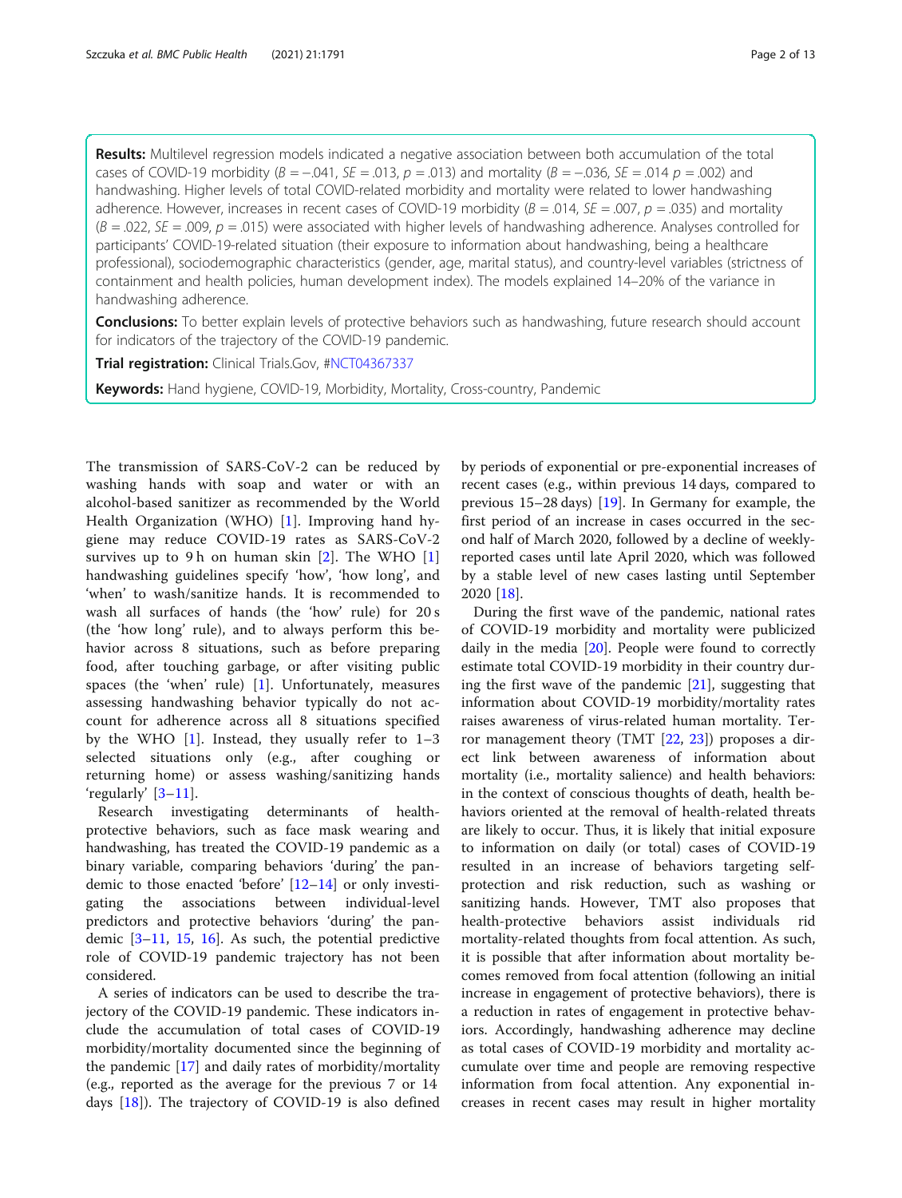**Results:** Multilevel regression models indicated a negative association between both accumulation of the total cases of COVID-19 morbidity ($B = -.041$, $SE = .013$, $p = .013$) and mortality ($B = -.036$, $SE = .014$ $p = .002$) and handwashing. Higher levels of total COVID-related morbidity and mortality were related to lower handwashing adherence. However, increases in recent cases of COVID-19 morbidity ($B = .014$, $SE = .007$, $p = .035$) and mortality ($B = .022$, $SE = .009$, $p = .015$) were associated with higher levels of handwashing adherence. Analyses controlled for participants' COVID-19-related situation (their exposure to information about handwashing, being a healthcare professional), sociodemographic characteristics (gender, age, marital status), and country-level variables (strictness of containment and health policies, human development index). The models explained 14–20% of the variance in handwashing adherence.

**Conclusions:** To better explain levels of protective behaviors such as handwashing, future research should account for indicators of the trajectory of the COVID-19 pandemic.

**Trial registration:** Clinical Trials.Gov, #NCT04367337

**Keywords:** Hand hygiene, COVID-19, Morbidity, Mortality, Cross-country, Pandemic

The transmission of SARS-CoV-2 can be reduced by washing hands with soap and water or with an alcohol-based sanitizer as recommended by the World Health Organization (WHO) [1]. Improving hand hygiene may reduce COVID-19 rates as SARS-CoV-2 survives up to 9 h on human skin [2]. The WHO [1] handwashing guidelines specify 'how', 'how long', and 'when' to wash/sanitize hands. It is recommended to wash all surfaces of hands (the 'how' rule) for 20 s (the 'how long' rule), and to always perform this behavior across 8 situations, such as before preparing food, after touching garbage, or after visiting public spaces (the 'when' rule) [1]. Unfortunately, measures assessing handwashing behavior typically do not account for adherence across all 8 situations specified by the WHO [1]. Instead, they usually refer to 1–3 selected situations only (e.g., after coughing or returning home) or assess washing/sanitizing hands 'regularly' [3–11].

Research investigating determinants of health-protective behaviors, such as face mask wearing and handwashing, has treated the COVID-19 pandemic as a binary variable, comparing behaviors 'during' the pandemic to those enacted 'before' [12–14] or only investigating the associations between individual-level predictors and protective behaviors 'during' the pandemic [3–11, 15, 16]. As such, the potential predictive role of COVID-19 pandemic trajectory has not been considered.

A series of indicators can be used to describe the trajectory of the COVID-19 pandemic. These indicators include the accumulation of total cases of COVID-19 morbidity/mortality documented since the beginning of the pandemic [17] and daily rates of morbidity/mortality (e.g., reported as the average for the previous 7 or 14 days [18]). The trajectory of COVID-19 is also defined by periods of exponential or pre-exponential increases of recent cases (e.g., within previous 14 days, compared to previous 15–28 days) [19]. In Germany for example, the first period of an increase in cases occurred in the second half of March 2020, followed by a decline of weekly-reported cases until late April 2020, which was followed by a stable level of new cases lasting until September 2020 [18].

During the first wave of the pandemic, national rates of COVID-19 morbidity and mortality were publicized daily in the media [20]. People were found to correctly estimate total COVID-19 morbidity in their country during the first wave of the pandemic [21], suggesting that information about COVID-19 morbidity/mortality rates raises awareness of virus-related human mortality. Terror management theory (TMT [22, 23]) proposes a direct link between awareness of information about mortality (i.e., mortality salience) and health behaviors: in the context of conscious thoughts of death, health behaviors oriented at the removal of health-related threats are likely to occur. Thus, it is likely that initial exposure to information on daily (or total) cases of COVID-19 resulted in an increase of behaviors targeting self-protection and risk reduction, such as washing or sanitizing hands. However, TMT also proposes that health-protective behaviors assist individuals rid mortality-related thoughts from focal attention. As such, it is possible that after information about mortality becomes removed from focal attention (following an initial increase in engagement of protective behaviors), there is a reduction in rates of engagement in protective behaviors. Accordingly, handwashing adherence may decline as total cases of COVID-19 morbidity and mortality accumulate over time and people are removing respective information from focal attention. Any exponential increases in recent cases may result in higher mortality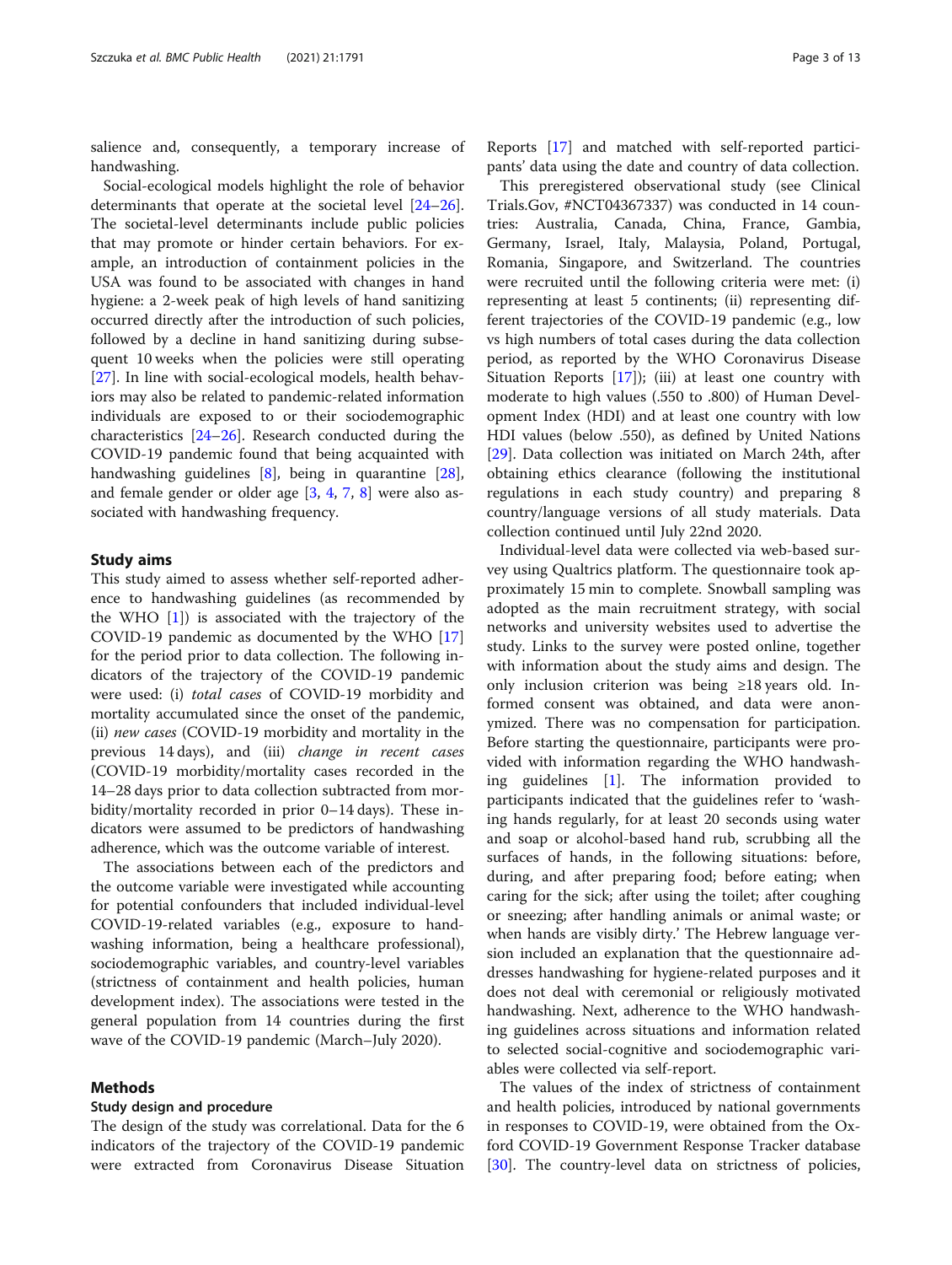salience and, consequently, a temporary increase of handwashing.

Social-ecological models highlight the role of behavior determinants that operate at the societal level [24–26]. The societal-level determinants include public policies that may promote or hinder certain behaviors. For example, an introduction of containment policies in the USA was found to be associated with changes in hand hygiene: a 2-week peak of high levels of hand sanitizing occurred directly after the introduction of such policies, followed by a decline in hand sanitizing during subsequent 10 weeks when the policies were still operating [27]. In line with social-ecological models, health behaviors may also be related to pandemic-related information individuals are exposed to or their sociodemographic characteristics [24–26]. Research conducted during the COVID-19 pandemic found that being acquainted with handwashing guidelines [8], being in quarantine [28], and female gender or older age [3, 4, 7, 8] were also associated with handwashing frequency.

## Study aims

This study aimed to assess whether self-reported adherence to handwashing guidelines (as recommended by the WHO [1]) is associated with the trajectory of the COVID-19 pandemic as documented by the WHO [17] for the period prior to data collection. The following indicators of the trajectory of the COVID-19 pandemic were used: (i) *total cases* of COVID-19 morbidity and mortality accumulated since the onset of the pandemic, (ii) *new cases* (COVID-19 morbidity and mortality in the previous 14 days), and (iii) *change in recent cases* (COVID-19 morbidity/mortality cases recorded in the 14–28 days prior to data collection subtracted from morbidity/mortality recorded in prior 0–14 days). These indicators were assumed to be predictors of handwashing adherence, which was the outcome variable of interest.

The associations between each of the predictors and the outcome variable were investigated while accounting for potential confounders that included individual-level COVID-19-related variables (e.g., exposure to handwashing information, being a healthcare professional), sociodemographic variables, and country-level variables (strictness of containment and health policies, human development index). The associations were tested in the general population from 14 countries during the first wave of the COVID-19 pandemic (March–July 2020).

## Methods

### Study design and procedure

The design of the study was correlational. Data for the 6 indicators of the trajectory of the COVID-19 pandemic were extracted from Coronavirus Disease Situation Reports [17] and matched with self-reported participants' data using the date and country of data collection.

This preregistered observational study (see Clinical Trials.Gov, #NCT04367337) was conducted in 14 countries: Australia, Canada, China, France, Gambia, Germany, Israel, Italy, Malaysia, Poland, Portugal, Romania, Singapore, and Switzerland. The countries were recruited until the following criteria were met: (i) representing at least 5 continents; (ii) representing different trajectories of the COVID-19 pandemic (e.g., low vs high numbers of total cases during the data collection period, as reported by the WHO Coronavirus Disease Situation Reports [17]); (iii) at least one country with moderate to high values (.550 to .800) of Human Development Index (HDI) and at least one country with low HDI values (below .550), as defined by United Nations [29]. Data collection was initiated on March 24th, after obtaining ethics clearance (following the institutional regulations in each study country) and preparing 8 country/language versions of all study materials. Data collection continued until July 22nd 2020.

Individual-level data were collected via web-based survey using Qualtrics platform. The questionnaire took approximately 15 min to complete. Snowball sampling was adopted as the main recruitment strategy, with social networks and university websites used to advertise the study. Links to the survey were posted online, together with information about the study aims and design. The only inclusion criterion was being ≥18 years old. Informed consent was obtained, and data were anonymized. There was no compensation for participation. Before starting the questionnaire, participants were provided with information regarding the WHO handwashing guidelines [1]. The information provided to participants indicated that the guidelines refer to 'washing hands regularly, for at least 20 seconds using water and soap or alcohol-based hand rub, scrubbing all the surfaces of hands, in the following situations: before, during, and after preparing food; before eating; when caring for the sick; after using the toilet; after coughing or sneezing; after handling animals or animal waste; or when hands are visibly dirty.' The Hebrew language version included an explanation that the questionnaire addresses handwashing for hygiene-related purposes and it does not deal with ceremonial or religiously motivated handwashing. Next, adherence to the WHO handwashing guidelines across situations and information related to selected social-cognitive and sociodemographic variables were collected via self-report.

The values of the index of strictness of containment and health policies, introduced by national governments in responses to COVID-19, were obtained from the Oxford COVID-19 Government Response Tracker database [30]. The country-level data on strictness of policies,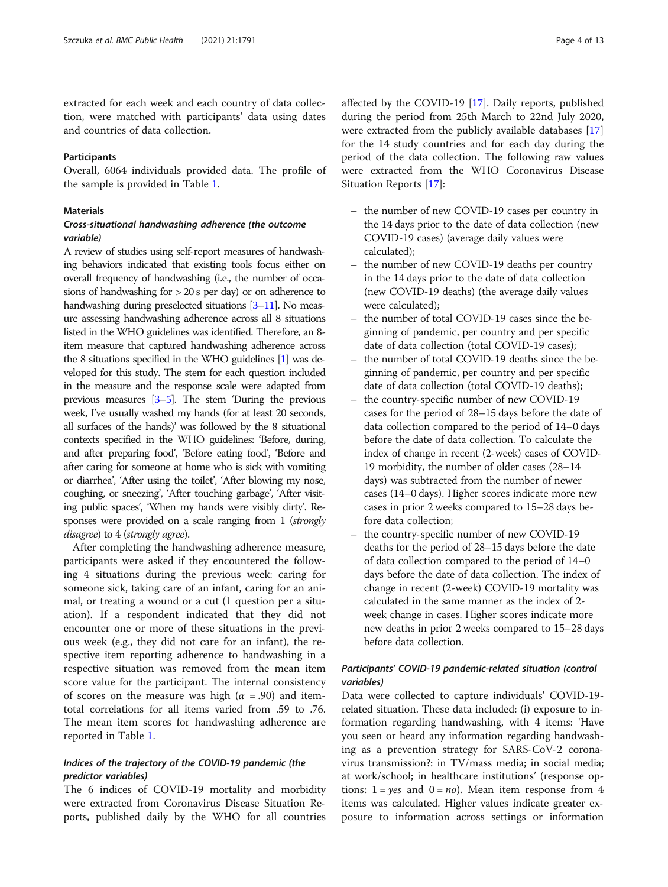extracted for each week and each country of data collection, were matched with participants' data using dates and countries of data collection.

### Participants

Overall, 6064 individuals provided data. The profile of the sample is provided in Table 1.

### Materials

#### *Cross-situational handwashing adherence (the outcome variable)*

A review of studies using self-report measures of handwashing behaviors indicated that existing tools focus either on overall frequency of handwashing (i.e., the number of occasions of handwashing for > 20 s per day) or on adherence to handwashing during preselected situations [3–11]. No measure assessing handwashing adherence across all 8 situations listed in the WHO guidelines was identified. Therefore, an 8-item measure that captured handwashing adherence across the 8 situations specified in the WHO guidelines [1] was developed for this study. The stem for each question included in the measure and the response scale were adapted from previous measures [3–5]. The stem 'During the previous week, I've usually washed my hands (for at least 20 seconds, all surfaces of the hands)' was followed by the 8 situational contexts specified in the WHO guidelines: 'Before, during, and after preparing food', 'Before eating food', 'Before and after caring for someone at home who is sick with vomiting or diarrhea', 'After using the toilet', 'After blowing my nose, coughing, or sneezing', 'After touching garbage', 'After visiting public spaces', 'When my hands were visibly dirty'. Responses were provided on a scale ranging from 1 (*strongly disagree*) to 4 (*strongly agree*).

After completing the handwashing adherence measure, participants were asked if they encountered the following 4 situations during the previous week: caring for someone sick, taking care of an infant, caring for an animal, or treating a wound or a cut (1 question per a situation). If a respondent indicated that they did not encounter one or more of these situations in the previous week (e.g., they did not care for an infant), the respective item reporting adherence to handwashing in a respective situation was removed from the mean item score value for the participant. The internal consistency of scores on the measure was high ($\alpha$ = .90) and item-total correlations for all items varied from .59 to .76. The mean item scores for handwashing adherence are reported in Table 1.

#### *Indices of the trajectory of the COVID-19 pandemic (the predictor variables)*

The 6 indices of COVID-19 mortality and morbidity were extracted from Coronavirus Disease Situation Reports, published daily by the WHO for all countries affected by the COVID-19 [17]. Daily reports, published during the period from 25th March to 22nd July 2020, were extracted from the publicly available databases [17] for the 14 study countries and for each day during the period of the data collection. The following raw values were extracted from the WHO Coronavirus Disease Situation Reports [17]:

- the number of new COVID-19 cases per country in the 14 days prior to the date of data collection (new COVID-19 cases) (average daily values were calculated);
- the number of new COVID-19 deaths per country in the 14 days prior to the date of data collection (new COVID-19 deaths) (the average daily values were calculated);
- the number of total COVID-19 cases since the beginning of pandemic, per country and per specific date of data collection (total COVID-19 cases);
- the number of total COVID-19 deaths since the beginning of pandemic, per country and per specific date of data collection (total COVID-19 deaths);
- the country-specific number of new COVID-19 cases for the period of 28–15 days before the date of data collection compared to the period of 14–0 days before the date of data collection. To calculate the index of change in recent (2-week) cases of COVID-19 morbidity, the number of older cases (28–14 days) was subtracted from the number of newer cases (14–0 days). Higher scores indicate more new cases in prior 2 weeks compared to 15–28 days before data collection;
- the country-specific number of new COVID-19 deaths for the period of 28–15 days before the date of data collection compared to the period of 14–0 days before the date of data collection. The index of change in recent (2-week) COVID-19 mortality was calculated in the same manner as the index of 2-week change in cases. Higher scores indicate more new deaths in prior 2 weeks compared to 15–28 days before data collection.

#### *Participants' COVID-19 pandemic-related situation (control variables)*

Data were collected to capture individuals' COVID-19-related situation. These data included: (i) exposure to information regarding handwashing, with 4 items: 'Have you seen or heard any information regarding handwashing as a prevention strategy for SARS-CoV-2 coronavirus transmission?: in TV/mass media; in social media; at work/school; in healthcare institutions' (response options: 1 = *yes* and 0 = *no*). Mean item response from 4 items was calculated. Higher values indicate greater exposure to information across settings or information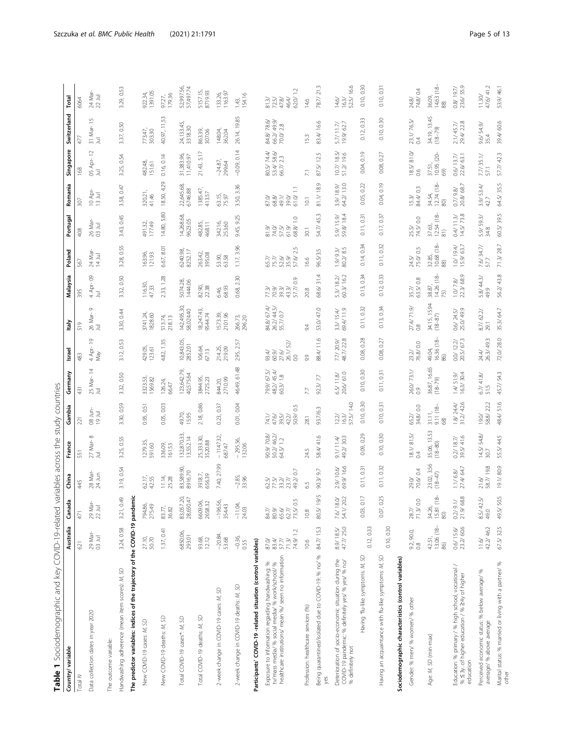**Table 1** Sociodemographic and key COVID-19-related variables across the study countries

| Country/ variable | Australia | Canada | China | France | Gambia | Germany | Israel | Italy | Malaysia | Poland | Portugal | Romania | Singapore | Switzerland | Total |
|---|---|---|---|---|---|---|---|---|---|---|---|---|---|---|---|
| Total *N* | 621 | 471 | 445 | 551 | 221 | 431 | 483 | 519 | 395 | 567 | 408 | 307 | 168 | 477 | 6064 |
| Data collection dates in year 2020 | 29 Mar- 03 Jul | 29 Mar- 22 Jul | 28 Mar- 24 Jun | 27 Mar- 8 Jul | 08 Jun- 19 Jul | 25 Mar- 14 Jul | 4 Apr- 19 May | 26 Mar- 9 Jul | 4 Apr- 09 Jul | 24 Mar- 14 Jul | 26 Mar- 03 Jul | 10 Apr- 13 Jul | 05 Apr- 12 Jul | 31 Mar- 15 Jul | 24 Mar- 22 Jul |
| **The outcome variable:** | | | | | | | | | | | | | | | |
| Handwashing adherence (mean item scores): *M, SD* | 3.24, 0.58 | 3.21, 0.49 | 3.19, 0.54 | 3.25, 0.55 | 3.30, 0.59 | 3.32, 0.50 | 3.12, 0.53 | 3.30, 0.44 | 3.32, 0.50 | 3.28, 0.55 | 3.43, 0.45 | 3.58, 0.47 | 3.25, 0.54 | 3.37, 0.50 | 3.29, 0.53 |
| **The predictor variables: indices of the trajectory of the COVID-19 pandemic** | | | | | | | | | | | | | | | |
| New COVID-19 cases: *M, SD* | 27.10, 50.70 | 794.86, 275.49 | 62.17, 42.55 | 1279.35, 591.60 | 0.95, 0.51 | 3323.53, 1569.82 | 429.05, 123.61 | 3741.24, 1828.60 | 116.30, 47.33 | 163.96, 121.93 | 491.32, 177.49 | 320.21, 41.46 | 482.48, 151.61 | 773.47, 303.30 | 922.34, 1391.05 |
| New COVID-19 deaths: *M, SD* | 1.37, 0.41 | 83.77, 36.82 | 11.14, 25.28 | 336.09, 161.53 | 0.05, 0.03 | 126.24, 66.47 | 4.82, 1.35 | 513.74, 218.13 | 2.33, 1.28 | 6.67, 8.01 | 14.80, 5.80 | 18.50, 4.29 | 0.16, 0.14 | 40.97, 11.53 | 97.27, 179.36 |
| Total COVID-19 cases*: *M, SD* | 6850.06, 293.01 | 83,057.20, 28,650.47 | 83,589.90, 8916.70 | 132,870.33, 13,552.14 | 49.70, 15.95 | 123,642.79, 40,575.64 | 10,843.05, 2852.01 | 142,495.30, 58,024.40 | 5074.28, 1444.06 | 6240.98, 8252.17 | 14,268.68, 9623.05 | 22,645.68, 6746.88 | 31,383.96, 11,410.97 | 24,133.45, 3318.30 | 52,997.56, 57,497.74 |
| Total COVID-19 deaths: *M, SD* | 93.68, 12.12 | 6609.06, 2658.32 | 3918.7, 656.39 | 25,333.30, 3520.88 | 2.18, 0.86 | 3944.95, 2725.23 | 106.64, 67.13 | 18,247.43, 9544.74 | 82.90, 22.38 | 263.42, 395.08 | 482.85, 468.11 | 1385.47, 413.57 | 21.43, 5.17 | 863.39, 307.06 | 5157.15, 8719.93 |
| 2-week change in COVID-19 cases: *M, SD* | −20.84, 53.68 | −196.56, 354.43 | 7.40, 27.99 | −1147.32, 687.47 | 0.23, 0.37 | 844.20, 2710.99 | 214.25, 219.09 | 1573.39, 2101.96 | 6.46, 68.93 | 53.90, 63.58 | 342.16, 253.60 | 63.15, 75.97 | −24.87, 299.64 | 148.04, 362.04 | 133.26, 1163.97 |
| 2-week change in COVID-19 deaths: *M, SD* | −0.36, 0.55 | −11.04, 24.03 | −2.85, 33.96 | −295.56, 132.06 | 0.01, 0.04 | 46.49, 61.48 | 2.95, 2.57 | 266.73, 296.20 | 0.68, 2.30 | 1.17, 3.96 | 9.45, 9.25 | 3.50, 3.36 | −0.09, 0.14 | 26.14, 19.85 | 1.43, 154.16 |
| **Participants' COVID-19 -related situation (control variables)** | | | | | | | | | | | | | | | |
| Exposure to information regarding handwashing: % tv/mass media/ % social media/ % work/school/ % healthcare institutions/ mean %/ seen no information | 87.0/ 83.4/ 57.7/ 71.3/ 74.9/ 1.2 | 84.7/ 80.9/ 65.6/ 62.7/ 73.5/ 0.5 | 62.5/ 77.5/ 33.2/ 23.7/ 49.2/ 0.7 | 90.9/ 70.8/ 50.2/ 46.2/ 64.5/ 1.2 | 74.1/ 47.6/ 39.5/ 42.2/ 50.9/ 0.5 | 79.9/ 67.5/ 48.2/ 45.4/ 60.3/ 1.8 | 93.4/ 60.9/ 27.6/ 26.1/ 52/ 0.0 | 84.8/ 67.4/ 26.2/ 44.5/ 55.7/ 0.7 | 77.3/ 70.9/ 39.3/ 43.3/ 57.7/ 0.9 | 65.7/ 75.7/ 52.6/ 35.9/ 57.6/ 2.5 | 81.9/ 74.0/ 57.5/ 61.9/ 68.8/ 1.0 | 87.0/ 68.8/ 49.1/ 39.0/ 61.0/ 1.1 | 80.5/ 74.4/ 53.4/ 58.6/ 66.7/ 2.3 | 84.8/ 78.6/ 66.2/ 49.9/ 70.0/ 2.8 | 81.3/ 72.5/ 47.8/ 46.4/ 62.0/ 1.2 |
| Profession: healthcare services (%) | 10.6 | 10.8 | 6.5 | 24.5 | 28.1 | 7.7 | 9.9 | 9.4 | 20.8 | 16.6 | 30.1 | 10.1 | 7.1 | 15.3 | 14.6 |
| Being quarantined/isolated due to COVID-19: % no/ % yes | 84.7/ 15.3 | 80.5/ 19.5 | 90.3/ 9.7 | 58.4/ 41.6 | 93.7/6.3 | 92.3/ 7.7 | 88.4/ 11.6 | 53.0/ 47.0 | 68.6/ 31.4 | 96.5/3.5 | 54.7/ 45.3 | 81.1/ 18.9 | 87.5/ 12.5 | 83.4/ 16.6 | 78.7/ 21.3 |
| Deterioration of socio-economic situation during the COVID-19 pandemic: % definitely yes/ % yes/ % no/ % definitely not | 8.9/ 18.5/ 47.7/ 25.0 | 7.6/ 18.0/ 54.1/ 20.2 | 2.9/ 10.6/ 69.9/ 16.6 | 9.1/ 11.4/ 49.2/ 30.3 | 12.2/ 16.3/ 57.5/ 14.0 | 6.5/ 11.8/ 20.6/ 61.0 | 7.7/ 20.9/ 48.7/ 22.8 | 3.3/ 15.4/ 69.4/ 11.9 | 5.3/ 18.2/ 60.3/ 16.2 | 1.9/ 9.3/ 80.2/ 8.5 | 5.9/ 15.9/ 59.8/ 18.4 | 3.9/ 18.9/ 64.2/ 13.0 | 10.7/ 18.5/ 51.2/ 19.6 | 5.7/ 11.7/ 19.9/ 62.7 | 14.6/ 16.3/ 52.5/ 16.6 |
| Having 'flu-like symptoms: *M, SD* | 0.12, 0.33 | 0.03, 0.17 | 0.11, 0.31 | 0.09, 0.29 | 0.10, 0.30 | 0.10, 0.30 | 0.08, 0.28 | 0.11, 0.32 | 0.13, 0.34 | 0.14, 0.34 | 0.11, 0.31 | 0.05, 0.22 | 0.04, 0.19 | 0.12, 0.33 | 0.10, 0.30 |
| Having an acquaintance with flu-like symptoms: *M, SD* | 0.10, 0.30 | 0.07, 0.25 | 0.11, 0.32 | 0.10, 0.30 | 0.10, 0.31 | 0.11, 0.31 | 0.08, 0.27 | 0.13, 0.34 | 0.12, 0.33 | 0.11, 0.32 | 0.17, 0.37 | 0.04, 0.19 | 0.08, 0.27 | 0.10, 0.30 | 0.10, 0.31 |
| **Sociodemographic characteristics (control variables)** | | | | | | | | | | | | | | | |
| Gender: % men/ % women/ % other | 9.2, 90.0, 0.8 | 28.7/ 71.3/ 0.0 | 29.0/ 70.6/ 0.4 | 18.1/ 81.5/ 0.4 | 65.2/ 34.8/ 0.0 | 26.0/ 73.1/ 0.9 | 23.2/ 76.8/ 0.0 | 27.4/ 71.9/ 0.8 | 35.7/ 63.5/ 0.8 | 24.5/ 75.0/ 0.5 | 25.5/ 74.5/ 0.0 | 15.3/ 84.4/ 0.3 | 18.5/ 81.0/ 0.6 | 23.1/ 76.5/ 0.4 | 24.8/ 74.8/ 0.4 |
| Age: *M, SD* (min-max) | 42.51, 13.06 (18–86) | 34.26, 15.81 (18–80) | 23.02, 3.56 (18–47) | 35.06, 13.53 (18–80) | 31.11, 9.11 (18–68) | 36.87, 16.65 (18–79) | 49.04, 16.36 (18–86) | 34.15, 15.94 (18–87) | 38.87, 14.26 (18–75) | 32.85, 10.68 (18–88) | 37.63, 12.54 (18–81) | 34.54, 12.74 (18–80) | 37.51, 10.95 (20–69) | 34.19, 13.45 (18–79) | 36.09, 14.63 (18–88) |
| Education: % primary / % high school, vocational / % ≤3y. of higher education / % ≥4y of higher education | 0.6/ 15.6/ 23.2/ 60.6 | 0.2/ 9.1/ 21.9/ 68.8 | 1.1/ 6.8/ 27.4/ 64.7 | 0.2/ 18.7/ 39.5/ 41.6 | 1.8/ 24.4/ 31.2/ 42.6 | 1.4/ 51.9/ 16.3/ 30.4 | 0.0/ 12.2/ 20.5/ 67.3 | 0.6/ 24.5/ 25.0/ 49.9 | 1.0/ 7.8/ 22.3/ 68.9 | 1.0/ 19.4/ 15.9/ 63.7 | 0.4/ 11.3/ 14.5/ 73.8 | 0.7/ 9.8/ 20.8/ 68.7 | 0.6/ 13.7/ 22.6/ 63.1 | 2.1/ 45.7/ 29.4/ 22.8 | 0.8/ 19.7/ 23.6/ 55.9 |
| Perceived economic status: % below average/ % average/ % above average | 11.6/ 42.2/ 46.2 | 8.5/ 42.5/ 49.0 | 21.6/ 58.7/ 19.8 | 14.5/ 54.8/ 30.7 | 19.0/ 58.8/ 22.2 | 6.7/ 41.8/ 51.5 | 24.4/ 26.3/ 49.3 | 8.7/ 62.2/ 29.1 | 5.8/ 44.3/ 49.9 | 7.6/ 34.7/ 57.7 | 5.9/ 59.3/ 34.8 | 3.9/ 53.4/ 42.7 | 7.7/ 35.1/ 57.1 | 9.6/ 54.9/ 35.4 | 11.30/ 47.6/ 41.2 |
| Marital status: % married or living with a partner/ % other | 67.5/ 32.5 | 49.5/ 50.5 | 19.1/ 80.9 | 55.5/ 44.5 | 48.4/ 51.6 | 45.7/ 54.3 | 72.0/ 28.0 | 35.3/ 64.7 | 56.2/ 43.8 | 71.3/ 28.7 | 60.5/ 39.5 | 64.5/ 35.5 | 57.7/ 42.3 | 39.4/ 60.6 | 53.9/ 46.1 |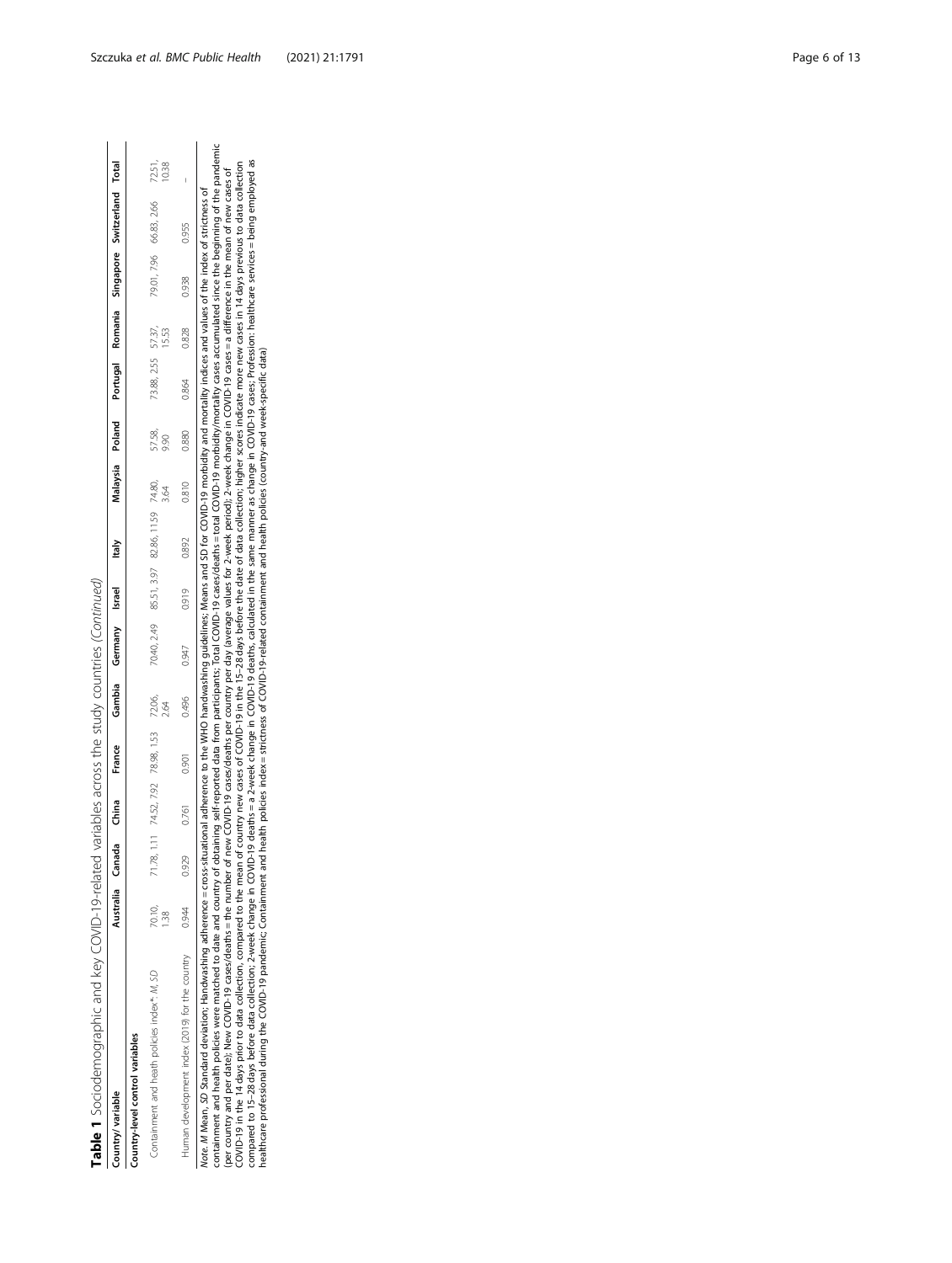**Table 1** Sociodemographic and key COVID-19-related variables across the study countries (*Continued*)

| Country/ variable | Australia | Canada | China | France | Gambia | Germany | Israel | Italy | Malaysia | Poland | Portugal | Romania | Singapore | Switzerland | Total |
|---|---|---|---|---|---|---|---|---|---|---|---|---|---|---|---|
| **Country-level control variables** | | | | | | | | | | | | | | | |
| Containment and heath policies index^a: *M, SD* | 70.10, 1.38 | 71.78, 1.11 | 74.52, 7.92 | 78.98, 1.53 | 72.06, 2.64 | 70.40, 2.49 | 85.51, 3.97 | 82.86, 11.59 | 74.80, 3.64 | 57.58, 9.90 | 73.88, 2.55 | 57.37, 15.53 | 79.01, 7.96 | 66.83, 2.66 | 72.51, 10.38 |
| Human development index (2019) for the country | 0.944 | 0.929 | 0.761 | 0.901 | 0.496 | 0.947 | 0.919 | 0.892 | 0.810 | 0.880 | 0.864 | 0.828 | 0.938 | 0.955 | – |

*Note*. *M* Mean, *SD* Standard deviation; Handwashing adherence = cross-situational adherence to the WHO handwashing guidelines; Means and SD for COVID-19 morbidity and mortality indices and values of the index of strictness of containment and health policies were matched to date and country of obtaining self-reported data from participants; Total COVID-19 cases/deaths = total COVID-19 morbidity/mortality cases accumulated since the beginning of the pandemic (per country and per date); New COVID-19 cases/deaths = the number of new COVID-19 cases/deaths per country per day (average values for 2-week period); 2-week change in COVID-19 cases = a difference in the mean of new cases of COVID-19 in the 14 days prior to data collection, compared to the mean of country new cases of COVID-19 in the 15–28 days before the date of data collection; higher scores indicate more new cases in 14 days previous to data collection compared to 15–28 days before data collection; 2-week change in COVID-19 deaths = a 2-week change in COVID-19 deaths, calculated in the same manner as change in COVID-19 cases; Profession: healthcare services = being employed as healthcare professional during the COVID-19 pandemic; Containment and health policies index = strictness of COVID-19-related containment and health policies (country-and week-specific data)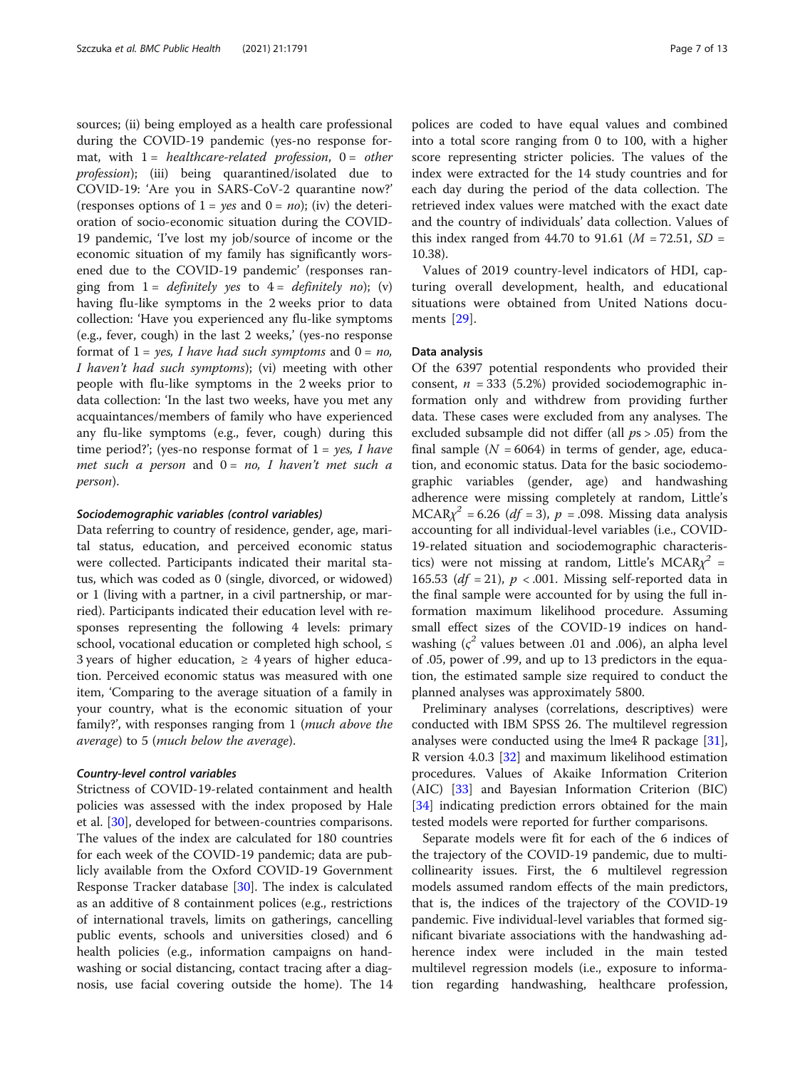sources; (ii) being employed as a health care professional during the COVID-19 pandemic (yes-no response format, with 1 = *healthcare-related profession*, 0 = *other profession*); (iii) being quarantined/isolated due to COVID-19: 'Are you in SARS-CoV-2 quarantine now?' (responses options of 1 = *yes* and 0 = *no*); (iv) the deterioration of socio-economic situation during the COVID-19 pandemic, 'I've lost my job/source of income or the economic situation of my family has significantly worsened due to the COVID-19 pandemic' (responses ranging from 1 = *definitely yes* to 4 = *definitely no*); (v) having flu-like symptoms in the 2 weeks prior to data collection: 'Have you experienced any flu-like symptoms (e.g., fever, cough) in the last 2 weeks,' (yes-no response format of 1 = *yes, I have had such symptoms* and 0 = *no, I haven't had such symptoms*); (vi) meeting with other people with flu-like symptoms in the 2 weeks prior to data collection: 'In the last two weeks, have you met any acquaintances/members of family who have experienced any flu-like symptoms (e.g., fever, cough) during this time period?'; (yes-no response format of 1 = *yes, I have met such a person* and 0 = *no, I haven't met such a person*).

#### Sociodemographic variables (control variables)

Data referring to country of residence, gender, age, marital status, education, and perceived economic status were collected. Participants indicated their marital status, which was coded as 0 (single, divorced, or widowed) or 1 (living with a partner, in a civil partnership, or married). Participants indicated their education level with responses representing the following 4 levels: primary school, vocational education or completed high school, ≤ 3 years of higher education, ≥ 4 years of higher education. Perceived economic status was measured with one item, 'Comparing to the average situation of a family in your country, what is the economic situation of your family?', with responses ranging from 1 (*much above the average*) to 5 (*much below the average*).

#### Country-level control variables

Strictness of COVID-19-related containment and health policies was assessed with the index proposed by Hale et al. [30], developed for between-countries comparisons. The values of the index are calculated for 180 countries for each week of the COVID-19 pandemic; data are publicly available from the Oxford COVID-19 Government Response Tracker database [30]. The index is calculated as an additive of 8 containment polices (e.g., restrictions of international travels, limits on gatherings, cancelling public events, schools and universities closed) and 6 health policies (e.g., information campaigns on handwashing or social distancing, contact tracing after a diagnosis, use facial covering outside the home). The 14 polices are coded to have equal values and combined into a total score ranging from 0 to 100, with a higher score representing stricter policies. The values of the index were extracted for the 14 study countries and for each day during the period of the data collection. The retrieved index values were matched with the exact date and the country of individuals' data collection. Values of this index ranged from 44.70 to 91.61 ($M$ = 72.51, $SD$ = 10.38).

Values of 2019 country-level indicators of HDI, capturing overall development, health, and educational situations were obtained from United Nations documents [29].

### Data analysis

Of the 6397 potential respondents who provided their consent, $n$ = 333 (5.2%) provided sociodemographic information only and withdrew from providing further data. These cases were excluded from any analyses. The excluded subsample did not differ (all $ps > .05$) from the final sample ($N$ = 6064) in terms of gender, age, education, and economic status. Data for the basic sociodemographic variables (gender, age) and handwashing adherence were missing completely at random, Little's MCAR$\chi^2$ = 6.26 ($df$ = 3), $p$ = .098. Missing data analysis accounting for all individual-level variables (i.e., COVID-19-related situation and sociodemographic characteristics) were not missing at random, Little's MCAR$\chi^2$ = 165.53 ($df$ = 21), $p$ < .001. Missing self-reported data in the final sample were accounted for by using the full information maximum likelihood procedure. Assuming small effect sizes of the COVID-19 indices on handwashing ($\varsigma^2$ values between .01 and .006), an alpha level of .05, power of .99, and up to 13 predictors in the equation, the estimated sample size required to conduct the planned analyses was approximately 5800.

Preliminary analyses (correlations, descriptives) were conducted with IBM SPSS 26. The multilevel regression analyses were conducted using the lme4 R package [31], R version 4.0.3 [32] and maximum likelihood estimation procedures. Values of Akaike Information Criterion (AIC) [33] and Bayesian Information Criterion (BIC) [34] indicating prediction errors obtained for the main tested models were reported for further comparisons.

Separate models were fit for each of the 6 indices of the trajectory of the COVID-19 pandemic, due to multicollinearity issues. First, the 6 multilevel regression models assumed random effects of the main predictors, that is, the indices of the trajectory of the COVID-19 pandemic. Five individual-level variables that formed significant bivariate associations with the handwashing adherence index were included in the main tested multilevel regression models (i.e., exposure to information regarding handwashing, healthcare profession,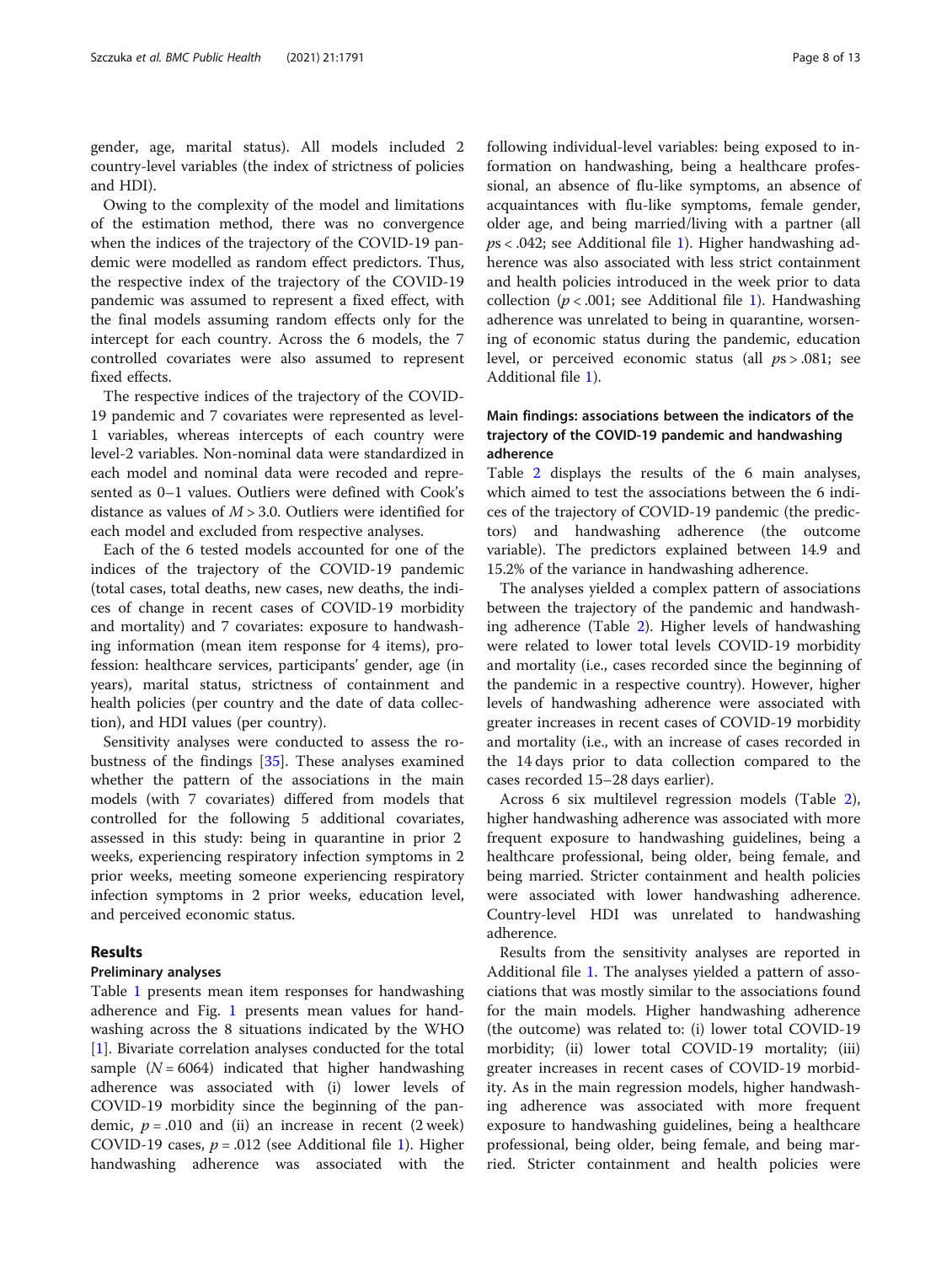gender, age, marital status). All models included 2 country-level variables (the index of strictness of policies and HDI).

Owing to the complexity of the model and limitations of the estimation method, there was no convergence when the indices of the trajectory of the COVID-19 pandemic were modelled as random effect predictors. Thus, the respective index of the trajectory of the COVID-19 pandemic was assumed to represent a fixed effect, with the final models assuming random effects only for the intercept for each country. Across the 6 models, the 7 controlled covariates were also assumed to represent fixed effects.

The respective indices of the trajectory of the COVID-19 pandemic and 7 covariates were represented as level-1 variables, whereas intercepts of each country were level-2 variables. Non-nominal data were standardized in each model and nominal data were recoded and represented as 0–1 values. Outliers were defined with Cook's distance as values of $M > 3.0$. Outliers were identified for each model and excluded from respective analyses.

Each of the 6 tested models accounted for one of the indices of the trajectory of the COVID-19 pandemic (total cases, total deaths, new cases, new deaths, the indices of change in recent cases of COVID-19 morbidity and mortality) and 7 covariates: exposure to handwashing information (mean item response for 4 items), profession: healthcare services, participants' gender, age (in years), marital status, strictness of containment and health policies (per country and the date of data collection), and HDI values (per country).

Sensitivity analyses were conducted to assess the robustness of the findings [35]. These analyses examined whether the pattern of the associations in the main models (with 7 covariates) differed from models that controlled for the following 5 additional covariates, assessed in this study: being in quarantine in prior 2 weeks, experiencing respiratory infection symptoms in 2 prior weeks, meeting someone experiencing respiratory infection symptoms in 2 prior weeks, education level, and perceived economic status.

## Results

### Preliminary analyses

Table 1 presents mean item responses for handwashing adherence and Fig. 1 presents mean values for handwashing across the 8 situations indicated by the WHO [1]. Bivariate correlation analyses conducted for the total sample ($N = 6064$) indicated that higher handwashing adherence was associated with (i) lower levels of COVID-19 morbidity since the beginning of the pandemic, $p = .010$ and (ii) an increase in recent (2 week) COVID-19 cases, $p = .012$ (see Additional file 1). Higher handwashing adherence was associated with the following individual-level variables: being exposed to information on handwashing, being a healthcare professional, an absence of flu-like symptoms, an absence of acquaintances with flu-like symptoms, female gender, older age, and being married/living with a partner (all $p\text{s} < .042$; see Additional file 1). Higher handwashing adherence was also associated with less strict containment and health policies introduced in the week prior to data collection ($p < .001$; see Additional file 1). Handwashing adherence was unrelated to being in quarantine, worsening of economic status during the pandemic, education level, or perceived economic status (all $p\text{s} > .081$; see Additional file 1).

### Main findings: associations between the indicators of the trajectory of the COVID-19 pandemic and handwashing adherence

Table 2 displays the results of the 6 main analyses, which aimed to test the associations between the 6 indices of the trajectory of COVID-19 pandemic (the predictors) and handwashing adherence (the outcome variable). The predictors explained between 14.9 and 15.2% of the variance in handwashing adherence.

The analyses yielded a complex pattern of associations between the trajectory of the pandemic and handwashing adherence (Table 2). Higher levels of handwashing were related to lower total levels COVID-19 morbidity and mortality (i.e., cases recorded since the beginning of the pandemic in a respective country). However, higher levels of handwashing adherence were associated with greater increases in recent cases of COVID-19 morbidity and mortality (i.e., with an increase of cases recorded in the 14 days prior to data collection compared to the cases recorded 15–28 days earlier).

Across 6 six multilevel regression models (Table 2), higher handwashing adherence was associated with more frequent exposure to handwashing guidelines, being a healthcare professional, being older, being female, and being married. Stricter containment and health policies were associated with lower handwashing adherence. Country-level HDI was unrelated to handwashing adherence.

Results from the sensitivity analyses are reported in Additional file 1. The analyses yielded a pattern of associations that was mostly similar to the associations found for the main models. Higher handwashing adherence (the outcome) was related to: (i) lower total COVID-19 morbidity; (ii) lower total COVID-19 mortality; (iii) greater increases in recent cases of COVID-19 morbidity. As in the main regression models, higher handwashing adherence was associated with more frequent exposure to handwashing guidelines, being a healthcare professional, being older, being female, and being married. Stricter containment and health policies were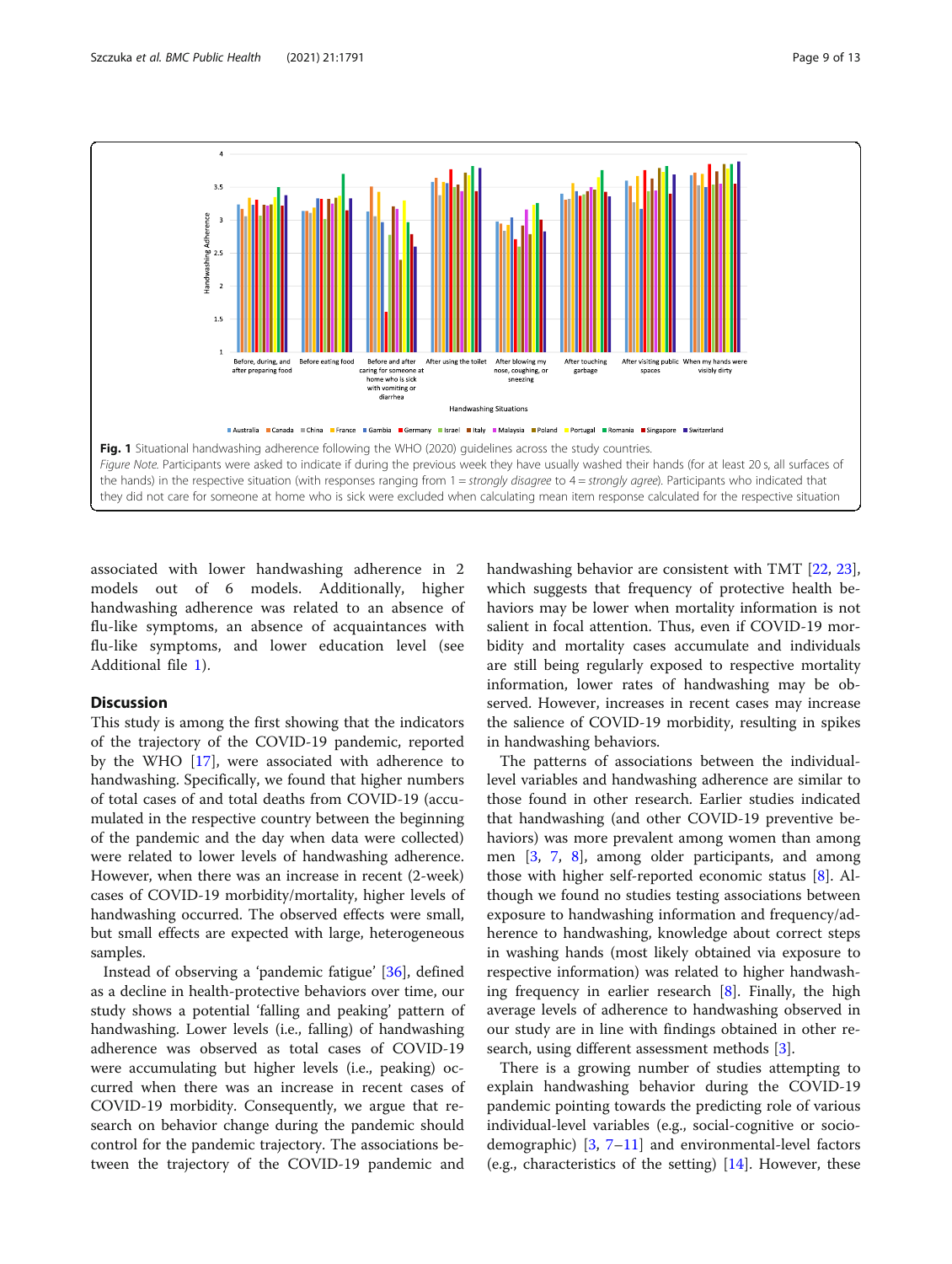**Fig. 1** Situational handwashing adherence following the WHO (2020) guidelines across the study countries.

*Figure Note.* Participants were asked to indicate if during the previous week they have usually washed their hands (for at least 20 s, all surfaces of the hands) in the respective situation (with responses ranging from 1 = *strongly disagree* to 4 = *strongly agree*). Participants who indicated that they did not care for someone at home who is sick were excluded when calculating mean item response calculated for the respective situation

associated with lower handwashing adherence in 2 models out of 6 models. Additionally, higher handwashing adherence was related to an absence of flu-like symptoms, an absence of acquaintances with flu-like symptoms, and lower education level (see Additional file 1).

## Discussion

This study is among the first showing that the indicators of the trajectory of the COVID-19 pandemic, reported by the WHO [17], were associated with adherence to handwashing. Specifically, we found that higher numbers of total cases of and total deaths from COVID-19 (accumulated in the respective country between the beginning of the pandemic and the day when data were collected) were related to lower levels of handwashing adherence. However, when there was an increase in recent (2-week) cases of COVID-19 morbidity/mortality, higher levels of handwashing occurred. The observed effects were small, but small effects are expected with large, heterogeneous samples.

Instead of observing a 'pandemic fatigue' [36], defined as a decline in health-protective behaviors over time, our study shows a potential 'falling and peaking' pattern of handwashing. Lower levels (i.e., falling) of handwashing adherence was observed as total cases of COVID-19 were accumulating but higher levels (i.e., peaking) occurred when there was an increase in recent cases of COVID-19 morbidity. Consequently, we argue that research on behavior change during the pandemic should control for the pandemic trajectory. The associations between the trajectory of the COVID-19 pandemic and handwashing behavior are consistent with TMT [22, 23], which suggests that frequency of protective health behaviors may be lower when mortality information is not salient in focal attention. Thus, even if COVID-19 morbidity and mortality cases accumulate and individuals are still being regularly exposed to respective mortality information, lower rates of handwashing may be observed. However, increases in recent cases may increase the salience of COVID-19 morbidity, resulting in spikes in handwashing behaviors.

The patterns of associations between the individual-level variables and handwashing adherence are similar to those found in other research. Earlier studies indicated that handwashing (and other COVID-19 preventive behaviors) was more prevalent among women than among men [3, 7, 8], among older participants, and among those with higher self-reported economic status [8]. Although we found no studies testing associations between exposure to handwashing information and frequency/adherence to handwashing, knowledge about correct steps in washing hands (most likely obtained via exposure to respective information) was related to higher handwashing frequency in earlier research [8]. Finally, the high average levels of adherence to handwashing observed in our study are in line with findings obtained in other research, using different assessment methods [3].

There is a growing number of studies attempting to explain handwashing behavior during the COVID-19 pandemic pointing towards the predicting role of various individual-level variables (e.g., social-cognitive or sociodemographic) [3, 7–11] and environmental-level factors (e.g., characteristics of the setting) [14]. However, these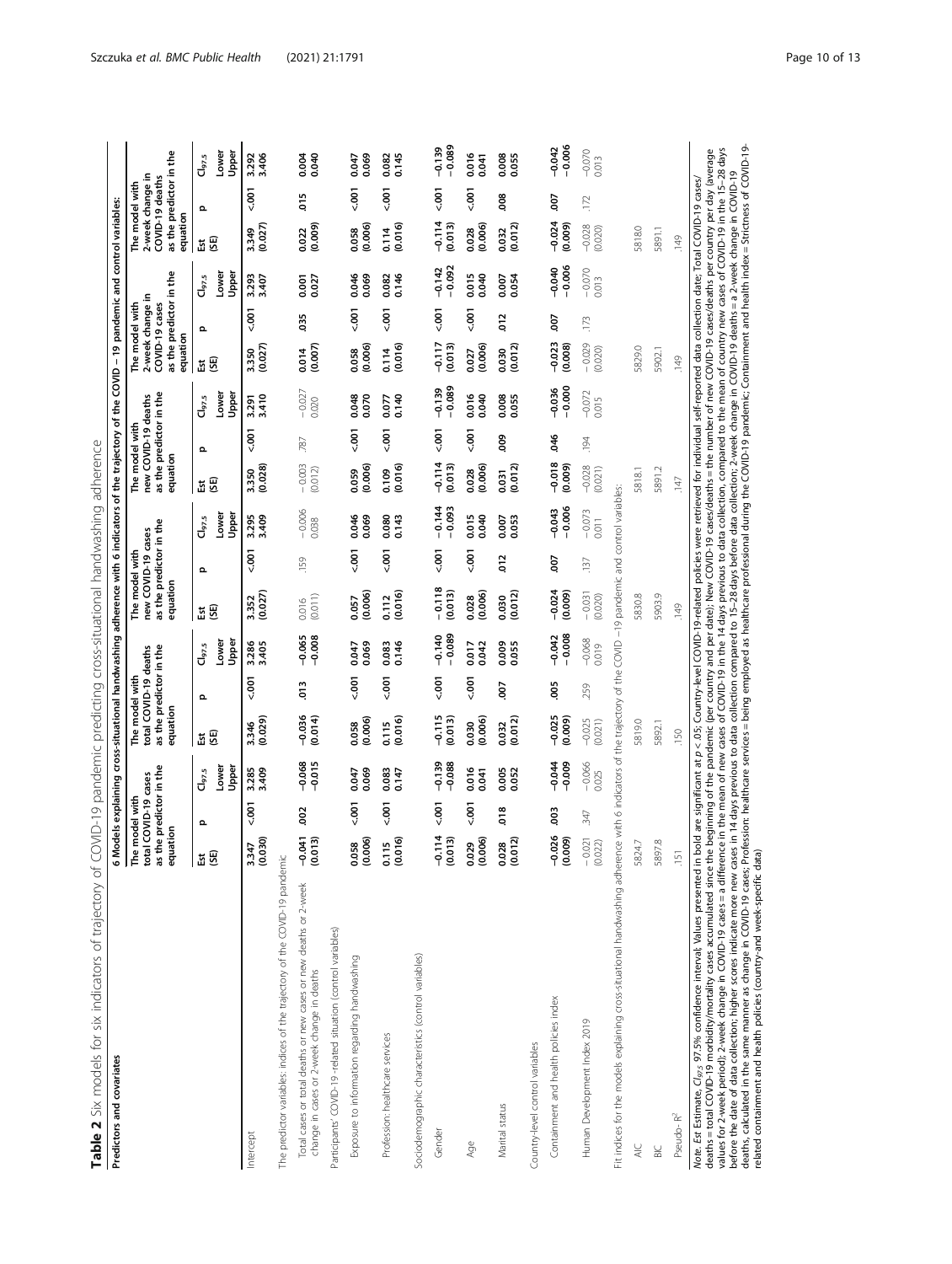**Table 2** Six models for six indicators of trajectory of COVID-19 pandemic predicting cross-situational handwashing adherence

| Predictors and covariates | 6 Models explaining cross-situational handwashing adherence with 6 indicators of the trajectory of the COVID − 19 pandemic and control variables: | | | | | | | | | | | | | | | | | |
|---|---|---|---|---|---|---|---|---|---|---|---|---|---|---|---|---|---|---|
| | The model with total COVID-19 cases as the predictor in the equation | | | The model with total COVID-19 deaths as the predictor in the equation | | | The model with new COVID-19 cases as the predictor in the equation | | | The model with new COVID-19 deaths as the predictor in the equation | | | The model with 2-week change in COVID-19 cases as the predictor in the equation | | | The model with 2-week change in COVID-19 deaths as the predictor in the equation | | |
| | Est (SE) | p | $CI_{97.5}$ Lower Upper | Est (SE) | p | $CI_{97.5}$ Lower Upper | Est (SE) | p | $CI_{97.5}$ Lower Upper | Est (SE) | p | $CI_{97.5}$ Lower Upper | Est (SE) | p | $CI_{97.5}$ Lower Upper | Est (SE) | p | $CI_{97.5}$ Lower Upper |
| Intercept | **3.347 (0.030)** | **<.001** | **3.285 3.409** | **3.346 (0.029)** | **<.001** | **3.286 3.405** | **3.352 (0.027)** | **<.001** | **3.295 3.409** | **3.350 (0.028)** | **<.001** | **3.291 3.410** | **3.350 (0.027)** | **<.001** | **3.293 3.407** | **3.349 (0.027)** | **<.001** | **3.292 3.406** |
| The predictor variables: indices of the trajectory of the COVID-19 pandemic | | | | | | | | | | | | | | | | | | |
| Total cases or total deaths or new cases or new deaths or 2-week change in cases or 2-week change in deaths | **−0.041 (0.013)** | **.002** | **−0.068 −0.015** | **−0.036 (0.014)** | **.013** | **−0.065 −0.008** | 0.016 (0.011) | .159 | −0.006 0.038 | −0.003 (0.012) | .787 | −0.027 0.020 | **0.014 (0.007)** | **.035** | **0.001 0.027** | **0.022 (0.009)** | **.015** | **0.004 0.040** |
| Participants' COVID-19 -related situation (control variables) | | | | | | | | | | | | | | | | | | |
| Exposure to information regarding handwashing | **0.058 (0.006)** | **<.001** | **0.047 0.069** | **0.058 (0.006)** | **<.001** | **0.047 0.069** | **0.057 (0.006)** | **<.001** | **0.046 0.069** | **0.059 (0.006)** | **<.001** | **0.048 0.070** | **0.058 (0.006)** | **<.001** | **0.046 0.069** | **0.058 (0.006)** | **<.001** | **0.047 0.069** |
| Profession: healthcare services | **0.115 (0.016)** | **<.001** | **0.083 0.147** | **0.115 (0.016)** | **<.001** | **0.083 0.146** | **0.112 (0.016)** | **<.001** | **0.080 0.143** | **0.109 (0.016)** | **<.001** | **0.077 0.140** | **0.114 (0.016)** | **<.001** | **0.082 0.146** | **0.114 (0.016)** | **<.001** | **0.082 0.145** |
| Sociodemographic characteristics (control variables) | | | | | | | | | | | | | | | | | | |
| Gender | **−0.114 (0.013)** | **<.001** | **−0.139 −0.088** | **−0.115 (0.013)** | **<.001** | **−0.140 −0.089** | **−0.118 (0.013)** | **<.001** | **−0.144 −0.093** | **−0.114 (0.013)** | **<.001** | **−0.139 −0.089** | **−0.117 (0.013)** | **<.001** | **−0.142 −0.092** | **−0.114 (0.013)** | **<.001** | **−0.139 −0.089** |
| Age | **0.029 (0.006)** | **<.001** | **0.016 0.041** | **0.030 (0.006)** | **<.001** | **0.017 0.042** | **0.028 (0.006)** | **<.001** | **0.015 0.040** | **0.028 (0.006)** | **<.001** | **0.016 0.040** | **0.027 (0.006)** | **<.001** | **0.015 0.040** | **0.028 (0.006)** | **<.001** | **0.016 0.041** |
| Marital status | **0.028 (0.012)** | **.018** | **0.005 0.052** | **0.032 (0.012)** | **.007** | **0.009 0.055** | **0.030 (0.012)** | **.012** | **0.007 0.053** | **0.031 (0.012)** | **.009** | **0.008 0.055** | **0.030 (0.012)** | **.012** | **0.007 0.054** | **0.032 (0.012)** | **.008** | **0.008 0.055** |
| Country-level control variables | | | | | | | | | | | | | | | | | | |
| Containment and health policies index | **−0.026 (0.009)** | **.003** | **−0.044 −0.009** | **−0.025 (0.009)** | **.005** | **−0.042 −0.008** | **−0.024 (0.009)** | **.007** | **−0.043 −0.006** | **−0.018 (0.009)** | **.046** | **−0.036 −0.000** | **−0.023 (0.008)** | **.007** | **−0.040 −0.006** | **−0.024 (0.009)** | **.007** | **−0.042 −0.006** |
| Human Development Index 2019 | −0.021 (0.022) | .347 | −0.066 0.025 | −0.025 (0.021) | .259 | −0.068 0.019 | −0.031 (0.020) | .137 | −0.073 0.011 | −0.028 (0.021) | .194 | −0.072 0.015 | −0.029 (0.020) | .173 | −0.070 0.013 | −0.028 (0.020) | .172 | −0.070 0.013 |
| Fit indices for the models explaining cross-situational handwashing adherence with 6 indicators of the trajectory of the COVID −19 pandemic and control variables: | | | | | | | | | | | | | | | | | | |
| AIC | 5824.7 | | | 5819.0 | | | 5830.8 | | | 5818.1 | | | 5829.0 | | | 5818.0 | | |
| BIC | 5897.8 | | | 5892.1 | | | 5903.9 | | | 5891.2 | | | 5902.1 | | | 5891.1 | | |
| Pseudo- $R^2$ | .151 | | | .150 | | | .149 | | | .147 | | | .149 | | | .149 | | |

*Note. Est* Estimate, $CI_{97.5}$ 97.5% confidence interval; Values presented in bold are significant at $p < .05$; Country-level COVID-19-related policies were retrieved for individual self-reported data collection date; Total COVID-19 cases/deaths = total COVID-19 morbidity/mortality cases accumulated since the beginning of the pandemic (per country and per date); New COVID-19 cases/deaths = the number of new COVID-19 cases/deaths per country per day (average values for 2-week period); 2-week change in COVID-19 cases = a difference in the mean of new cases of COVID-19 in the 14 days previous to data collection, compared to the mean of country new cases of COVID-19 in the 15–28 days before the date of data collection; higher scores indicate more new cases in 14 days previous to data collection compared to 15–28 days before data collection; 2-week change in COVID-19 deaths = a 2-week change in COVID-19 deaths, calculated in the same manner as change in COVID-19 cases; Profession: healthcare services = being employed as healthcare professional during the COVID-19 pandemic; Containment and health index = Strictness of COVID-19-related containment and health policies (country-and week-specific data)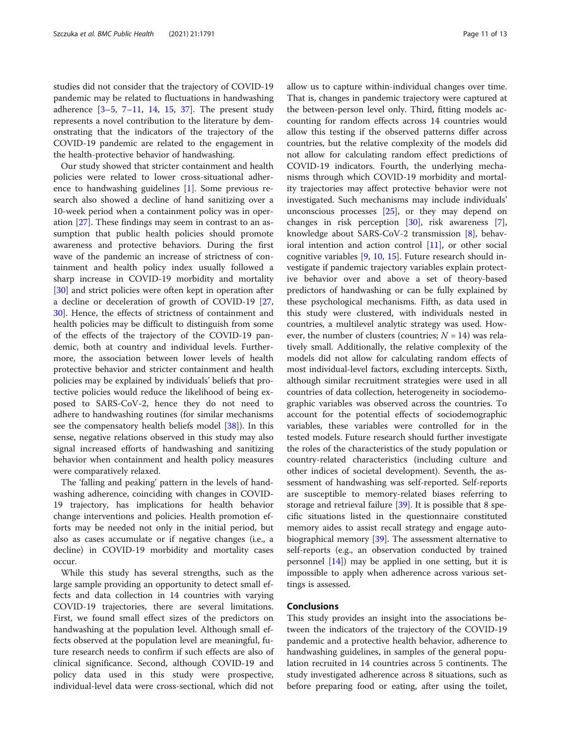studies did not consider that the trajectory of COVID-19 pandemic may be related to fluctuations in handwashing adherence [3–5, 7–11, 14, 15, 37]. The present study represents a novel contribution to the literature by demonstrating that the indicators of the trajectory of the COVID-19 pandemic are related to the engagement in the health-protective behavior of handwashing.

Our study showed that stricter containment and health policies were related to lower cross-situational adherence to handwashing guidelines [1]. Some previous research also showed a decline of hand sanitizing over a 10-week period when a containment policy was in operation [27]. These findings may seem in contrast to an assumption that public health policies should promote awareness and protective behaviors. During the first wave of the pandemic an increase of strictness of containment and health policy index usually followed a sharp increase in COVID-19 morbidity and mortality [30] and strict policies were often kept in operation after a decline or deceleration of growth of COVID-19 [27, 30]. Hence, the effects of strictness of containment and health policies may be difficult to distinguish from some of the effects of the trajectory of the COVID-19 pandemic, both at country and individual levels. Furthermore, the association between lower levels of health protective behavior and stricter containment and health policies may be explained by individuals' beliefs that protective policies would reduce the likelihood of being exposed to SARS-CoV-2, hence they do not need to adhere to handwashing routines (for similar mechanisms see the compensatory health beliefs model [38]). In this sense, negative relations observed in this study may also signal increased efforts of handwashing and sanitizing behavior when containment and health policy measures were comparatively relaxed.

The 'falling and peaking' pattern in the levels of handwashing adherence, coinciding with changes in COVID-19 trajectory, has implications for health behavior change interventions and policies. Health promotion efforts may be needed not only in the initial period, but also as cases accumulate or if negative changes (i.e., a decline) in COVID-19 morbidity and mortality cases occur.

While this study has several strengths, such as the large sample providing an opportunity to detect small effects and data collection in 14 countries with varying COVID-19 trajectories, there are several limitations. First, we found small effect sizes of the predictors on handwashing at the population level. Although small effects observed at the population level are meaningful, future research needs to confirm if such effects are also of clinical significance. Second, although COVID-19 and policy data used in this study were prospective, individual-level data were cross-sectional, which did not allow us to capture within-individual changes over time. That is, changes in pandemic trajectory were captured at the between-person level only. Third, fitting models accounting for random effects across 14 countries would allow this testing if the observed patterns differ across countries, but the relative complexity of the models did not allow for calculating random effect predictions of COVID-19 indicators. Fourth, the underlying mechanisms through which COVID-19 morbidity and mortality trajectories may affect protective behavior were not investigated. Such mechanisms may include individuals' unconscious processes [25], or they may depend on changes in risk perception [30], risk awareness [7], knowledge about SARS-CoV-2 transmission [8], behavioral intention and action control [11], or other social cognitive variables [9, 10, 15]. Future research should investigate if pandemic trajectory variables explain protective behavior over and above a set of theory-based predictors of handwashing or can be fully explained by these psychological mechanisms. Fifth, as data used in this study were clustered, with individuals nested in countries, a multilevel analytic strategy was used. However, the number of clusters (countries; $N = 14$) was relatively small. Additionally, the relative complexity of the models did not allow for calculating random effects of most individual-level factors, excluding intercepts. Sixth, although similar recruitment strategies were used in all countries of data collection, heterogeneity in sociodemographic variables was observed across the countries. To account for the potential effects of sociodemographic variables, these variables were controlled for in the tested models. Future research should further investigate the roles of the characteristics of the study population or country-related characteristics (including culture and other indices of societal development). Seventh, the assessment of handwashing was self-reported. Self-reports are susceptible to memory-related biases referring to storage and retrieval failure [39]. It is possible that 8 specific situations listed in the questionnaire constituted memory aides to assist recall strategy and engage autobiographical memory [39]. The assessment alternative to self-reports (e.g., an observation conducted by trained personnel [14]) may be applied in one setting, but it is impossible to apply when adherence across various settings is assessed.

## Conclusions

This study provides an insight into the associations between the indicators of the trajectory of the COVID-19 pandemic and a protective health behavior, adherence to handwashing guidelines, in samples of the general population recruited in 14 countries across 5 continents. The study investigated adherence across 8 situations, such as before preparing food or eating, after using the toilet,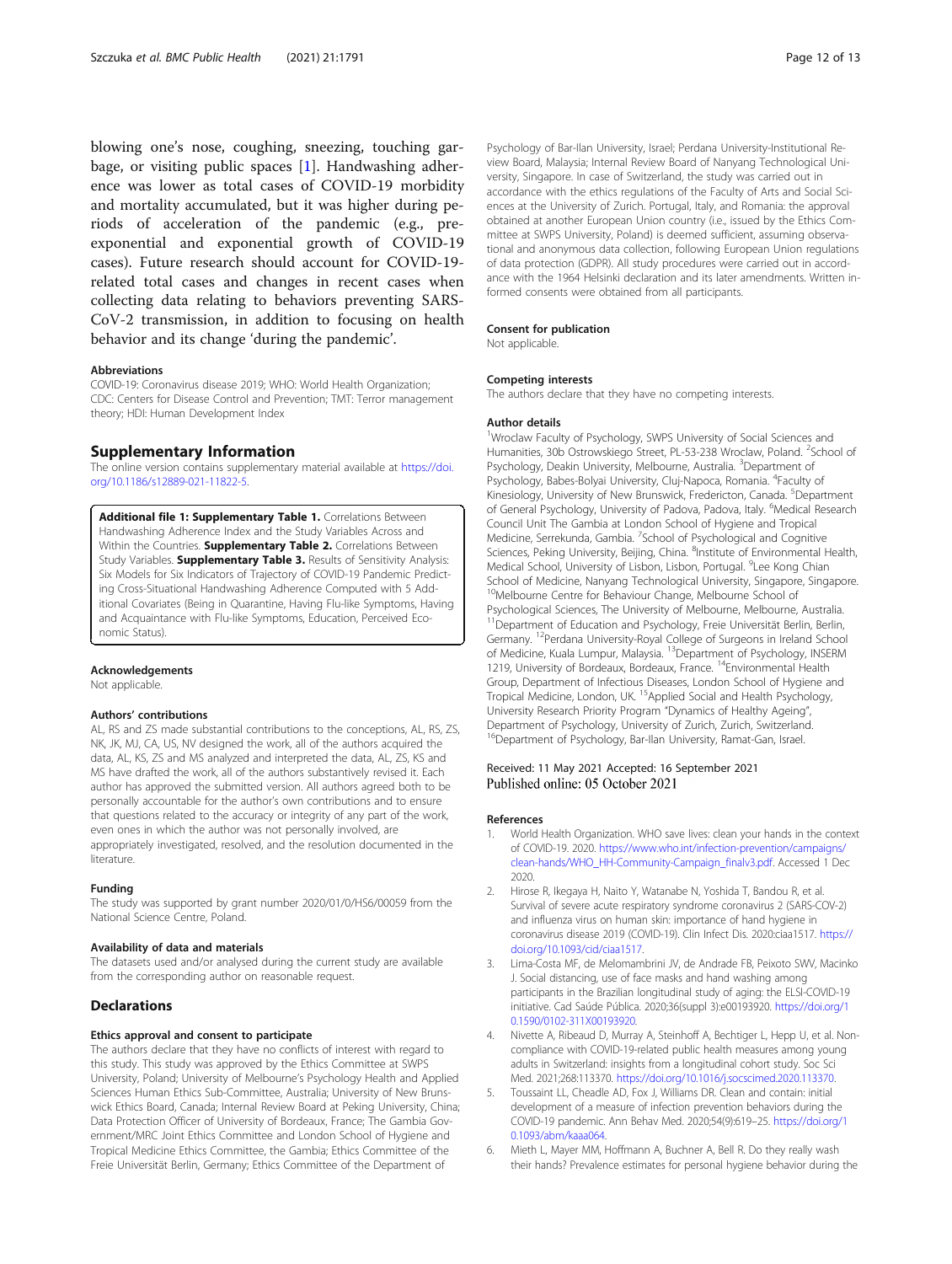blowing one's nose, coughing, sneezing, touching garbage, or visiting public spaces [1]. Handwashing adherence was lower as total cases of COVID-19 morbidity and mortality accumulated, but it was higher during periods of acceleration of the pandemic (e.g., pre-exponential and exponential growth of COVID-19 cases). Future research should account for COVID-19-related total cases and changes in recent cases when collecting data relating to behaviors preventing SARS-CoV-2 transmission, in addition to focusing on health behavior and its change 'during the pandemic'.

#### Abbreviations

COVID-19: Coronavirus disease 2019; WHO: World Health Organization; CDC: Centers for Disease Control and Prevention; TMT: Terror management theory; HDI: Human Development Index

## Supplementary Information

The online version contains supplementary material available at https://doi.org/10.1186/s12889-021-11822-5.

**Additional file 1: Supplementary Table 1.** Correlations Between Handwashing Adherence Index and the Study Variables Across and Within the Countries. **Supplementary Table 2.** Correlations Between Study Variables. **Supplementary Table 3.** Results of Sensitivity Analysis: Six Models for Six Indicators of Trajectory of COVID-19 Pandemic Predicting Cross-Situational Handwashing Adherence Computed with 5 Additional Covariates (Being in Quarantine, Having Flu-like Symptoms, Having and Acquaintance with Flu-like Symptoms, Education, Perceived Economic Status).

#### Acknowledgements

Not applicable.

#### Authors' contributions

AL, RS and ZS made substantial contributions to the conceptions, AL, RS, ZS, NK, JK, MJ, CA, US, NV designed the work, all of the authors acquired the data, AL, KS, ZS and MS analyzed and interpreted the data, AL, ZS, KS and MS have drafted the work, all of the authors substantively revised it. Each author has approved the submitted version. All authors agreed both to be personally accountable for the author's own contributions and to ensure that questions related to the accuracy or integrity of any part of the work, even ones in which the author was not personally involved, are appropriately investigated, resolved, and the resolution documented in the literature.

#### Funding

The study was supported by grant number 2020/01/0/HS6/00059 from the National Science Centre, Poland.

#### Availability of data and materials

The datasets used and/or analysed during the current study are available from the corresponding author on reasonable request.

## Declarations

#### Ethics approval and consent to participate

The authors declare that they have no conflicts of interest with regard to this study. This study was approved by the Ethics Committee at SWPS University, Poland; University of Melbourne's Psychology Health and Applied Sciences Human Ethics Sub-Committee, Australia; University of New Brunswick Ethics Board, Canada; Internal Review Board at Peking University, China; Data Protection Officer of University of Bordeaux, France; The Gambia Government/MRC Joint Ethics Committee and London School of Hygiene and Tropical Medicine Ethics Committee, the Gambia; Ethics Committee of the Freie Universität Berlin, Germany; Ethics Committee of the Department of Psychology of Bar-Ilan University, Israel; Perdana University-Institutional Review Board, Malaysia; Internal Review Board of Nanyang Technological University, Singapore. In case of Switzerland, the study was carried out in accordance with the ethics regulations of the Faculty of Arts and Social Sciences at the University of Zurich. Portugal, Italy, and Romania: the approval obtained at another European Union country (i.e., issued by the Ethics Committee at SWPS University, Poland) is deemed sufficient, assuming observational and anonymous data collection, following European Union regulations of data protection (GDPR). All study procedures were carried out in accordance with the 1964 Helsinki declaration and its later amendments. Written informed consents were obtained from all participants.

#### Consent for publication

Not applicable.

#### Competing interests

The authors declare that they have no competing interests.

#### Author details

[1]Wroclaw Faculty of Psychology, SWPS University of Social Sciences and Humanities, 30b Ostrowskiego Street, PL-53-238 Wroclaw, Poland. [2]School of Psychology, Deakin University, Melbourne, Australia. [3]Department of Psychology, Babes-Bolyai University, Cluj-Napoca, Romania. [4]Faculty of Kinesiology, University of New Brunswick, Fredericton, Canada. [5]Department of General Psychology, University of Padova, Padova, Italy. [6]Medical Research Council Unit The Gambia at London School of Hygiene and Tropical Medicine, Serrekunda, Gambia. [7]School of Psychological and Cognitive Sciences, Peking University, Beijing, China. [8]Institute of Environmental Health, Medical School, University of Lisbon, Lisbon, Portugal. [9]Lee Kong Chian School of Medicine, Nanyang Technological University, Singapore, Singapore. [10]Melbourne Centre for Behaviour Change, Melbourne School of Psychological Sciences, The University of Melbourne, Melbourne, Australia. [11]Department of Education and Psychology, Freie Universität Berlin, Berlin, Germany. [12]Perdana University-Royal College of Surgeons in Ireland School of Medicine, Kuala Lumpur, Malaysia. [13]Department of Psychology, INSERM 1219, University of Bordeaux, Bordeaux, France. [14]Environmental Health Group, Department of Infectious Diseases, London School of Hygiene and Tropical Medicine, London, UK. [15]Applied Social and Health Psychology, University Research Priority Program "Dynamics of Healthy Ageing", Department of Psychology, University of Zurich, Zurich, Switzerland. [16]Department of Psychology, Bar-Ilan University, Ramat-Gan, Israel.

Received: 11 May 2021 Accepted: 16 September 2021
Published online: 05 October 2021

#### References

1. World Health Organization. WHO save lives: clean your hands in the context of COVID-19. 2020. https://www.who.int/infection-prevention/campaigns/clean-hands/WHO_HH-Community-Campaign_finalv3.pdf. Accessed 1 Dec 2020.
2. Hirose R, Ikegaya H, Naito Y, Watanabe N, Yoshida T, Bandou R, et al. Survival of severe acute respiratory syndrome coronavirus 2 (SARS-COV-2) and influenza virus on human skin: importance of hand hygiene in coronavirus disease 2019 (COVID-19). Clin Infect Dis. 2020:ciaa1517. https://doi.org/10.1093/cid/ciaa1517.
3. Lima-Costa MF, de Melomambrini JV, de Andrade FB, Peixoto SWV, Macinko J. Social distancing, use of face masks and hand washing among participants in the Brazilian longitudinal study of aging: the ELSI-COVID-19 initiative. Cad Saúde Pública. 2020;36(suppl 3):e00193920. https://doi.org/10.1590/0102-311X00193920.
4. Nivette A, Ribeaud D, Murray A, Steinhoff A, Bechtiger L, Hepp U, et al. Non-compliance with COVID-19-related public health measures among young adults in Switzerland: insights from a longitudinal cohort study. Soc Sci Med. 2021;268:113370. https://doi.org/10.1016/j.socscimed.2020.113370.
5. Toussaint LL, Cheadle AD, Fox J, Williams DR. Clean and contain: initial development of a measure of infection prevention behaviors during the COVID-19 pandemic. Ann Behav Med. 2020;54(9):619–25. https://doi.org/10.1093/abm/kaaa064.
6. Mieth L, Mayer MM, Hoffmann A, Buchner A, Bell R. Do they really wash their hands? Prevalence estimates for personal hygiene behavior during the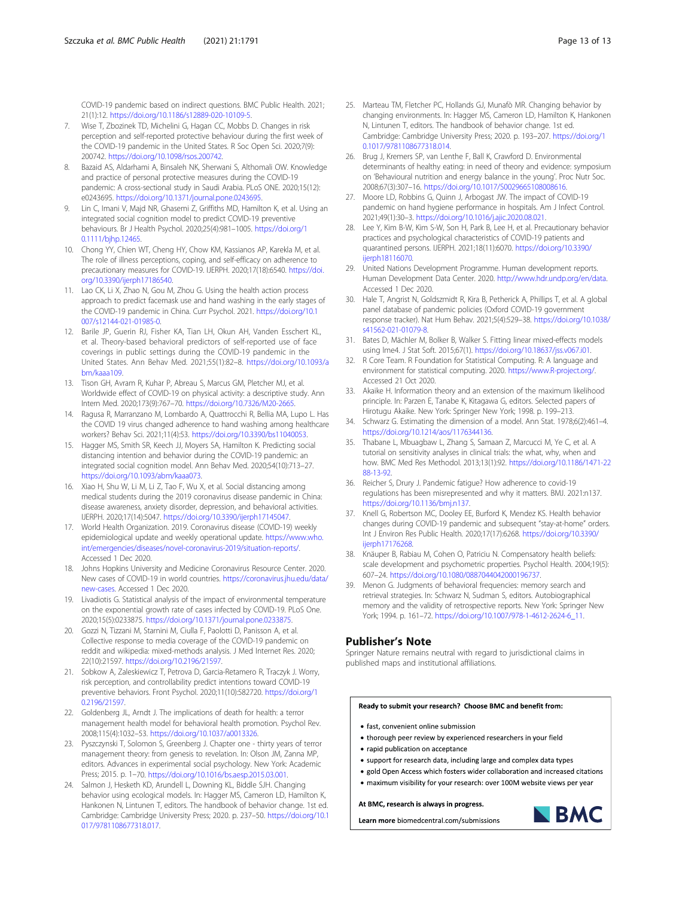COVID-19 pandemic based on indirect questions. BMC Public Health. 2021; 21(1):12. https://doi.org/10.1186/s12889-020-10109-5.

7. Wise T, Zbozinek TD, Michelini G, Hagan CC, Mobbs D. Changes in risk perception and self-reported protective behaviour during the first week of the COVID-19 pandemic in the United States. R Soc Open Sci. 2020;7(9): 200742. https://doi.org/10.1098/rsos.200742.
8. Bazaid AS, Aldarhami A, Binsaleh NK, Sherwani S, Althomali OW. Knowledge and practice of personal protective measures during the COVID-19 pandemic: A cross-sectional study in Saudi Arabia. PLoS ONE. 2020;15(12): e0243695. https://doi.org/10.1371/journal.pone.0243695.
9. Lin C, Imani V, Majd NR, Ghasemi Z, Griffiths MD, Hamilton K, et al. Using an integrated social cognition model to predict COVID-19 preventive behaviours. Br J Health Psychol. 2020;25(4):981–1005. https://doi.org/10.1111/bjhp.12465.
10. Chong YY, Chien WT, Cheng HY, Chow KM, Kassianos AP, Karekla M, et al. The role of illness perceptions, coping, and self-efficacy on adherence to precautionary measures for COVID-19. IJERPH. 2020;17(18):6540. https://doi.org/10.3390/ijerph17186540.
11. Lao CK, Li X, Zhao N, Gou M, Zhou G. Using the health action process approach to predict facemask use and hand washing in the early stages of the COVID-19 pandemic in China. Curr Psychol. 2021. https://doi.org/10.1007/s12144-021-01985-0.
12. Barile JP, Guerin RJ, Fisher KA, Tian LH, Okun AH, Vanden Esschert KL, et al. Theory-based behavioral predictors of self-reported use of face coverings in public settings during the COVID-19 pandemic in the United States. Ann Behav Med. 2021;55(1):82–8. https://doi.org/10.1093/abm/kaaa109.
13. Tison GH, Avram R, Kuhar P, Abreau S, Marcus GM, Pletcher MJ, et al. Worldwide effect of COVID-19 on physical activity: a descriptive study. Ann Intern Med. 2020;173(9):767–70. https://doi.org/10.7326/M20-2665.
14. Ragusa R, Marranzano M, Lombardo A, Quattrocchi R, Bellia MA, Lupo L. Has the COVID 19 virus changed adherence to hand washing among healthcare workers? Behav Sci. 2021;11(4):53. https://doi.org/10.3390/bs11040053.
15. Hagger MS, Smith SR, Keech JJ, Moyers SA, Hamilton K. Predicting social distancing intention and behavior during the COVID-19 pandemic: an integrated social cognition model. Ann Behav Med. 2020;54(10):713–27. https://doi.org/10.1093/abm/kaaa073.
16. Xiao H, Shu W, Li M, Li Z, Tao F, Wu X, et al. Social distancing among medical students during the 2019 coronavirus disease pandemic in China: disease awareness, anxiety disorder, depression, and behavioral activities. IJERPH. 2020;17(14):5047. https://doi.org/10.3390/ijerph17145047.
17. World Health Organization. 2019. Coronavirus disease (COVID-19) weekly epidemiological update and weekly operational update. https://www.who.int/emergencies/diseases/novel-coronavirus-2019/situation-reports/. Accessed 1 Dec 2020.
18. Johns Hopkins University and Medicine Coronavirus Resource Center. 2020. New cases of COVID-19 in world countries. https://coronavirus.jhu.edu/data/new-cases. Accessed 1 Dec 2020.
19. Livadiotis G. Statistical analysis of the impact of environmental temperature on the exponential growth rate of cases infected by COVID-19. PLoS One. 2020;15(5):0233875. https://doi.org/10.1371/journal.pone.0233875.
20. Gozzi N, Tizzani M, Starnini M, Ciulla F, Paolotti D, Panisson A, et al. Collective response to media coverage of the COVID-19 pandemic on reddit and wikipedia: mixed-methods analysis. J Med Internet Res. 2020; 22(10):21597. https://doi.org/10.2196/21597.
21. Sobkow A, Zaleskiewicz T, Petrova D, Garcia-Retamero R, Traczyk J. Worry, risk perception, and controllability predict intentions toward COVID-19 preventive behaviors. Front Psychol. 2020;11(10):582720. https://doi.org/10.2196/21597.
22. Goldenberg JL, Arndt J. The implications of death for health: a terror management health model for behavioral health promotion. Psychol Rev. 2008;115(4):1032–53. https://doi.org/10.1037/a0013326.
23. Pyszczynski T, Solomon S, Greenberg J. Chapter one - thirty years of terror management theory: from genesis to revelation. In: Olson JM, Zanna MP, editors. Advances in experimental social psychology. New York: Academic Press; 2015. p. 1–70. https://doi.org/10.1016/bs.aesp.2015.03.001.
24. Salmon J, Hesketh KD, Arundell L, Downing KL, Biddle SJH. Changing behavior using ecological models. In: Hagger MS, Cameron LD, Hamilton K, Hankonen N, Lintunen T, editors. The handbook of behavior change. 1st ed. Cambridge: Cambridge University Press; 2020. p. 237–50. https://doi.org/10.1017/9781108677318.017.
25. Marteau TM, Fletcher PC, Hollands GJ, Munafò MR. Changing behavior by changing environments. In: Hagger MS, Cameron LD, Hamilton K, Hankonen N, Lintunen T, editors. The handbook of behavior change. 1st ed. Cambridge: Cambridge University Press; 2020. p. 193–207. https://doi.org/10.1017/9781108677318.014.
26. Brug J, Kremers SP, van Lenthe F, Ball K, Crawford D. Environmental determinants of healthy eating: in need of theory and evidence: symposium on 'Behavioural nutrition and energy balance in the young'. Proc Nutr Soc. 2008;67(3):307–16. https://doi.org/10.1017/S0029665108008616.
27. Moore LD, Robbins G, Quinn J, Arbogast JW. The impact of COVID-19 pandemic on hand hygiene performance in hospitals. Am J Infect Control. 2021;49(1):30–3. https://doi.org/10.1016/j.ajic.2020.08.021.
28. Lee Y, Kim B-W, Kim S-W, Son H, Park B, Lee H, et al. Precautionary behavior practices and psychological characteristics of COVID-19 patients and quarantined persons. IJERPH. 2021;18(11):6070. https://doi.org/10.3390/ijerph18116070.
29. United Nations Development Programme. Human development reports. Human Development Data Center. 2020. http://www.hdr.undp.org/en/data. Accessed 1 Dec 2020.
30. Hale T, Angrist N, Goldszmidt R, Kira B, Petherick A, Phillips T, et al. A global panel database of pandemic policies (Oxford COVID-19 government response tracker). Nat Hum Behav. 2021;5(4):529–38. https://doi.org/10.1038/s41562-021-01079-8.
31. Bates D, Mächler M, Bolker B, Walker S. Fitting linear mixed-effects models using lme4. J Stat Soft. 2015;67(1). https://doi.org/10.18637/jss.v067.i01.
32. R Core Team. R Foundation for Statistical Computing. R: A language and environment for statistical computing. 2020. https://www.R-project.org/. Accessed 21 Oct 2020.
33. Akaike H. Information theory and an extension of the maximum likelihood principle. In: Parzen E, Tanabe K, Kitagawa G, editors. Selected papers of Hirotugu Akaike. New York: Springer New York; 1998. p. 199–213.
34. Schwarz G. Estimating the dimension of a model. Ann Stat. 1978;6(2):461–4. https://doi.org/10.1214/aos/1176344136.
35. Thabane L, Mbuagbaw L, Zhang S, Samaan Z, Marcucci M, Ye C, et al. A tutorial on sensitivity analyses in clinical trials: the what, why, when and how. BMC Med Res Methodol. 2013;13(1):92. https://doi.org/10.1186/1471-2288-13-92.
36. Reicher S, Drury J. Pandemic fatigue? How adherence to covid-19 regulations has been misrepresented and why it matters. BMJ. 2021:n137. https://doi.org/10.1136/bmj.n137.
37. Knell G, Robertson MC, Dooley EE, Burford K, Mendez KS. Health behavior changes during COVID-19 pandemic and subsequent "stay-at-home" orders. Int J Environ Res Public Health. 2020;17(17):6268. https://doi.org/10.3390/ijerph17176268.
38. Knäuper B, Rabiau M, Cohen O, Patriciu N. Compensatory health beliefs: scale development and psychometric properties. Psychol Health. 2004;19(5): 607–24. https://doi.org/10.1080/0887044042000196737.
39. Menon G. Judgments of behavioral frequencies: memory search and retrieval strategies. In: Schwarz N, Sudman S, editors. Autobiographical memory and the validity of retrospective reports. New York: Springer New York; 1994. p. 161–72. https://doi.org/10.1007/978-1-4612-2624-6_11.

## Publisher's Note

Springer Nature remains neutral with regard to jurisdictional claims in published maps and institutional affiliations.

**Ready to submit your research? Choose BMC and benefit from:**

- fast, convenient online submission
- thorough peer review by experienced researchers in your field
- rapid publication on acceptance
- support for research data, including large and complex data types
- gold Open Access which fosters wider collaboration and increased citations
- maximum visibility for your research: over 100M website views per year

**At BMC, research is always in progress.**

**Learn more** biomedcentral.com/submissions

BMC